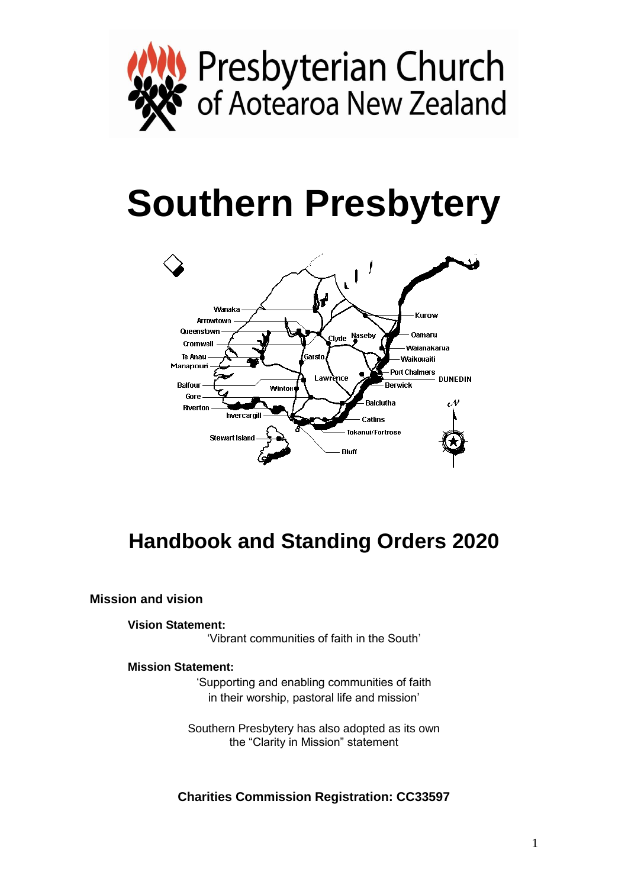Presbyterian Church of Aotearoa New Zealand

# Southern Presbytery

## Handbook and Standing Orders 2020

### Mission and vision

**Vision Statement:**

'Vibrant communities of faith in the South'

**Mission Statement:**

'Supporting and enabling communities of faith in their worship, pastoral life and mission'

Southern Presbytery has also adopted as its own the "Clarity in Mission" statement

**Charities Commission Registration: CC33597**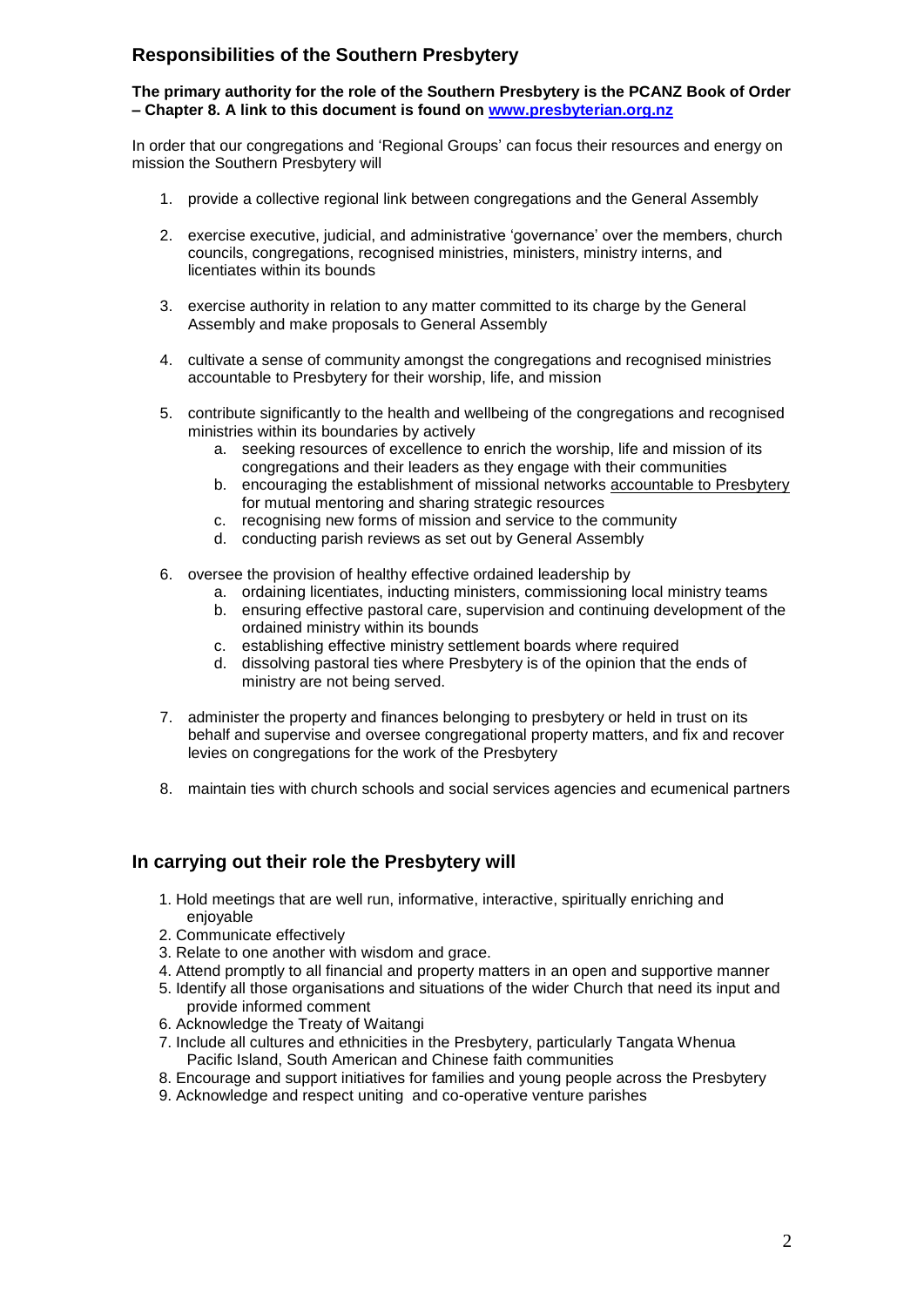## Responsibilities of the Southern Presbytery

**The primary authority for the role of the Southern Presbytery is the PCANZ Book of Order – Chapter 8. A link to this document is found on [www.presbyterian.org.nz](http://www.presbyterian.org.nz)**

In order that our congregations and 'Regional Groups' can focus their resources and energy on mission the Southern Presbytery will

1. provide a collective regional link between congregations and the General Assembly
2. exercise executive, judicial, and administrative 'governance' over the members, church councils, congregations, recognised ministries, ministers, ministry interns, and licentiates within its bounds
3. exercise authority in relation to any matter committed to its charge by the General Assembly and make proposals to General Assembly
4. cultivate a sense of community amongst the congregations and recognised ministries accountable to Presbytery for their worship, life, and mission
5. contribute significantly to the health and wellbeing of the congregations and recognised ministries within its boundaries by actively
    a. seeking resources of excellence to enrich the worship, life and mission of its congregations and their leaders as they engage with their communities
    b. encouraging the establishment of missional networks <u>accountable to Presbytery</u> for mutual mentoring and sharing strategic resources
    c. recognising new forms of mission and service to the community
    d. conducting parish reviews as set out by General Assembly
6. oversee the provision of healthy effective ordained leadership by
    a. ordaining licentiates, inducting ministers, commissioning local ministry teams
    b. ensuring effective pastoral care, supervision and continuing development of the ordained ministry within its bounds
    c. establishing effective ministry settlement boards where required
    d. dissolving pastoral ties where Presbytery is of the opinion that the ends of ministry are not being served.
7. administer the property and finances belonging to presbytery or held in trust on its behalf and supervise and oversee congregational property matters, and fix and recover levies on congregations for the work of the Presbytery
8. maintain ties with church schools and social services agencies and ecumenical partners

## In carrying out their role the Presbytery will

1. Hold meetings that are well run, informative, interactive, spiritually enriching and enjoyable
2. Communicate effectively
3. Relate to one another with wisdom and grace.
4. Attend promptly to all financial and property matters in an open and supportive manner
5. Identify all those organisations and situations of the wider Church that need its input and provide informed comment
6. Acknowledge the Treaty of Waitangi
7. Include all cultures and ethnicities in the Presbytery, particularly Tangata Whenua Pacific Island, South American and Chinese faith communities
8. Encourage and support initiatives for families and young people across the Presbytery
9. Acknowledge and respect uniting and co-operative venture parishes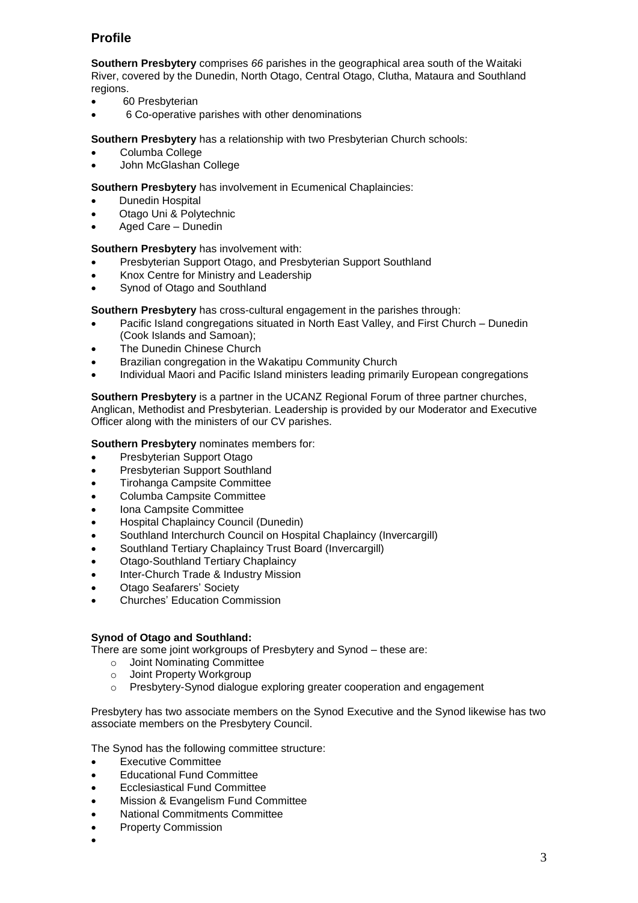## Profile

**Southern Presbytery** comprises *66* parishes in the geographical area south of the Waitaki River, covered by the Dunedin, North Otago, Central Otago, Clutha, Mataura and Southland regions.

- 60 Presbyterian
- 6 Co-operative parishes with other denominations

**Southern Presbytery** has a relationship with two Presbyterian Church schools:

- Columba College
- John McGlashan College

**Southern Presbytery** has involvement in Ecumenical Chaplaincies:

- Dunedin Hospital
- Otago Uni & Polytechnic
- Aged Care – Dunedin

**Southern Presbytery** has involvement with:

- Presbyterian Support Otago, and Presbyterian Support Southland
- Knox Centre for Ministry and Leadership
- Synod of Otago and Southland

**Southern Presbytery** has cross-cultural engagement in the parishes through:

- Pacific Island congregations situated in North East Valley, and First Church – Dunedin (Cook Islands and Samoan);
- The Dunedin Chinese Church
- Brazilian congregation in the Wakatipu Community Church
- Individual Maori and Pacific Island ministers leading primarily European congregations

**Southern Presbytery** is a partner in the UCANZ Regional Forum of three partner churches, Anglican, Methodist and Presbyterian. Leadership is provided by our Moderator and Executive Officer along with the ministers of our CV parishes.

**Southern Presbytery** nominates members for:

- Presbyterian Support Otago
- Presbyterian Support Southland
- Tirohanga Campsite Committee
- Columba Campsite Committee
- Iona Campsite Committee
- Hospital Chaplaincy Council (Dunedin)
- Southland Interchurch Council on Hospital Chaplaincy (Invercargill)
- Southland Tertiary Chaplaincy Trust Board (Invercargill)
- Otago-Southland Tertiary Chaplaincy
- Inter-Church Trade & Industry Mission
- Otago Seafarers' Society
- Churches' Education Commission

**Synod of Otago and Southland:**

There are some joint workgroups of Presbytery and Synod – these are:

- Joint Nominating Committee
- Joint Property Workgroup
- Presbytery-Synod dialogue exploring greater cooperation and engagement

Presbytery has two associate members on the Synod Executive and the Synod likewise has two associate members on the Presbytery Council.

The Synod has the following committee structure:

- Executive Committee
- Educational Fund Committee
- Ecclesiastical Fund Committee
- Mission & Evangelism Fund Committee
- National Commitments Committee
- Property Commission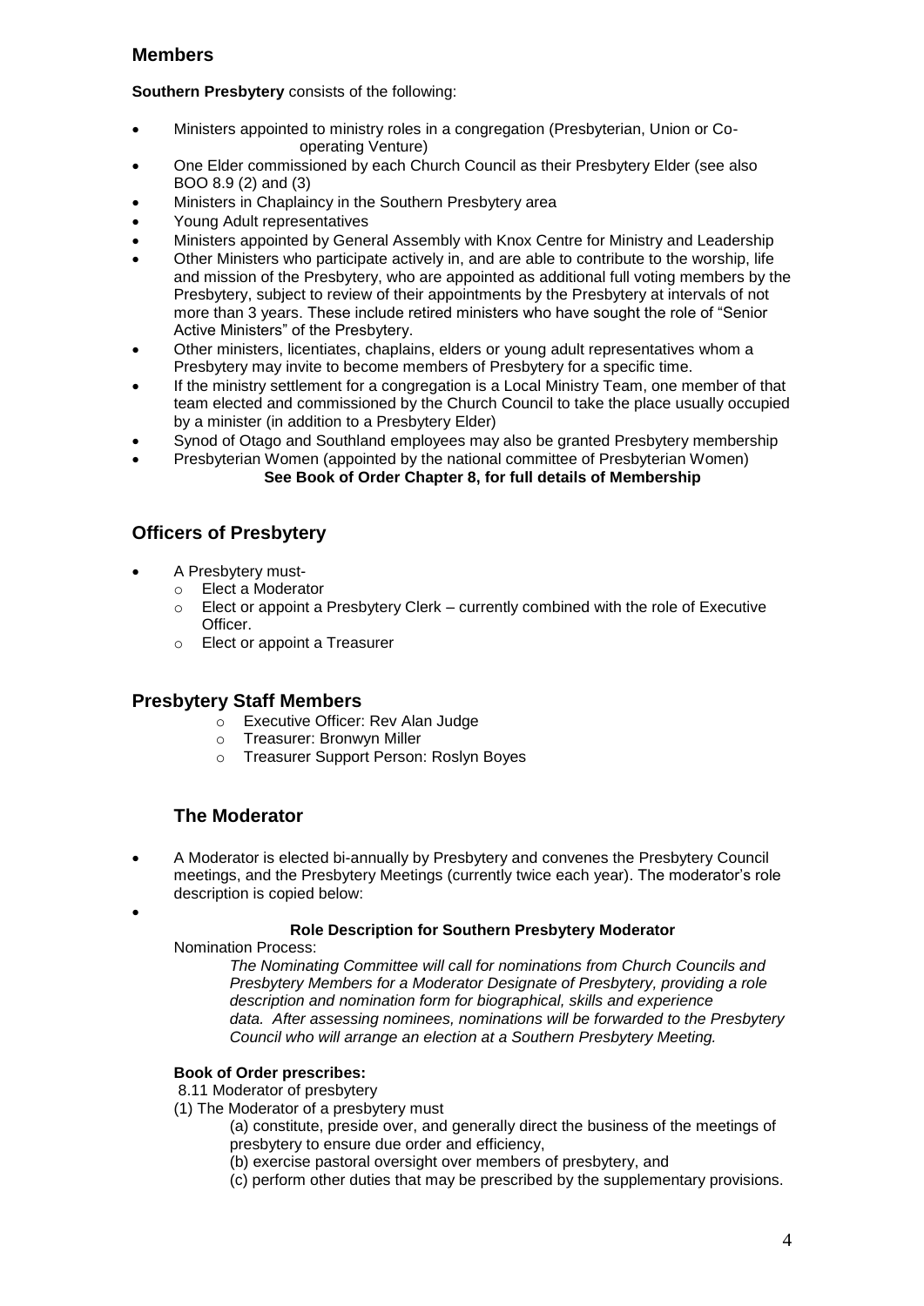## Members

**Southern Presbytery** consists of the following:

- Ministers appointed to ministry roles in a congregation (Presbyterian, Union or Co-operating Venture)
- One Elder commissioned by each Church Council as their Presbytery Elder (see also BOO 8.9 (2) and (3)
- Ministers in Chaplaincy in the Southern Presbytery area
- Young Adult representatives
- Ministers appointed by General Assembly with Knox Centre for Ministry and Leadership
- Other Ministers who participate actively in, and are able to contribute to the worship, life and mission of the Presbytery, who are appointed as additional full voting members by the Presbytery, subject to review of their appointments by the Presbytery at intervals of not more than 3 years. These include retired ministers who have sought the role of "Senior Active Ministers" of the Presbytery.
- Other ministers, licentiates, chaplains, elders or young adult representatives whom a Presbytery may invite to become members of Presbytery for a specific time.
- If the ministry settlement for a congregation is a Local Ministry Team, one member of that team elected and commissioned by the Church Council to take the place usually occupied by a minister (in addition to a Presbytery Elder)
- Synod of Otago and Southland employees may also be granted Presbytery membership
- Presbyterian Women (appointed by the national committee of Presbyterian Women)

**See Book of Order Chapter 8, for full details of Membership**

## Officers of Presbytery

- A Presbytery must-
  - Elect a Moderator
  - Elect or appoint a Presbytery Clerk – currently combined with the role of Executive Officer.
  - Elect or appoint a Treasurer

## Presbytery Staff Members

- Executive Officer: Rev Alan Judge
- Treasurer: Bronwyn Miller
- Treasurer Support Person: Roslyn Boyes

## The Moderator

- A Moderator is elected bi-annually by Presbytery and convenes the Presbytery Council meetings, and the Presbytery Meetings (currently twice each year). The moderator's role description is copied below:

**Role Description for Southern Presbytery Moderator**

Nomination Process:

*The Nominating Committee will call for nominations from Church Councils and Presbytery Members for a Moderator Designate of Presbytery, providing a role description and nomination form for biographical, skills and experience data. After assessing nominees, nominations will be forwarded to the Presbytery Council who will arrange an election at a Southern Presbytery Meeting.*

**Book of Order prescribes:**

8.11 Moderator of presbytery

(1) The Moderator of a presbytery must

(a) constitute, preside over, and generally direct the business of the meetings of presbytery to ensure due order and efficiency,

(b) exercise pastoral oversight over members of presbytery, and

(c) perform other duties that may be prescribed by the supplementary provisions.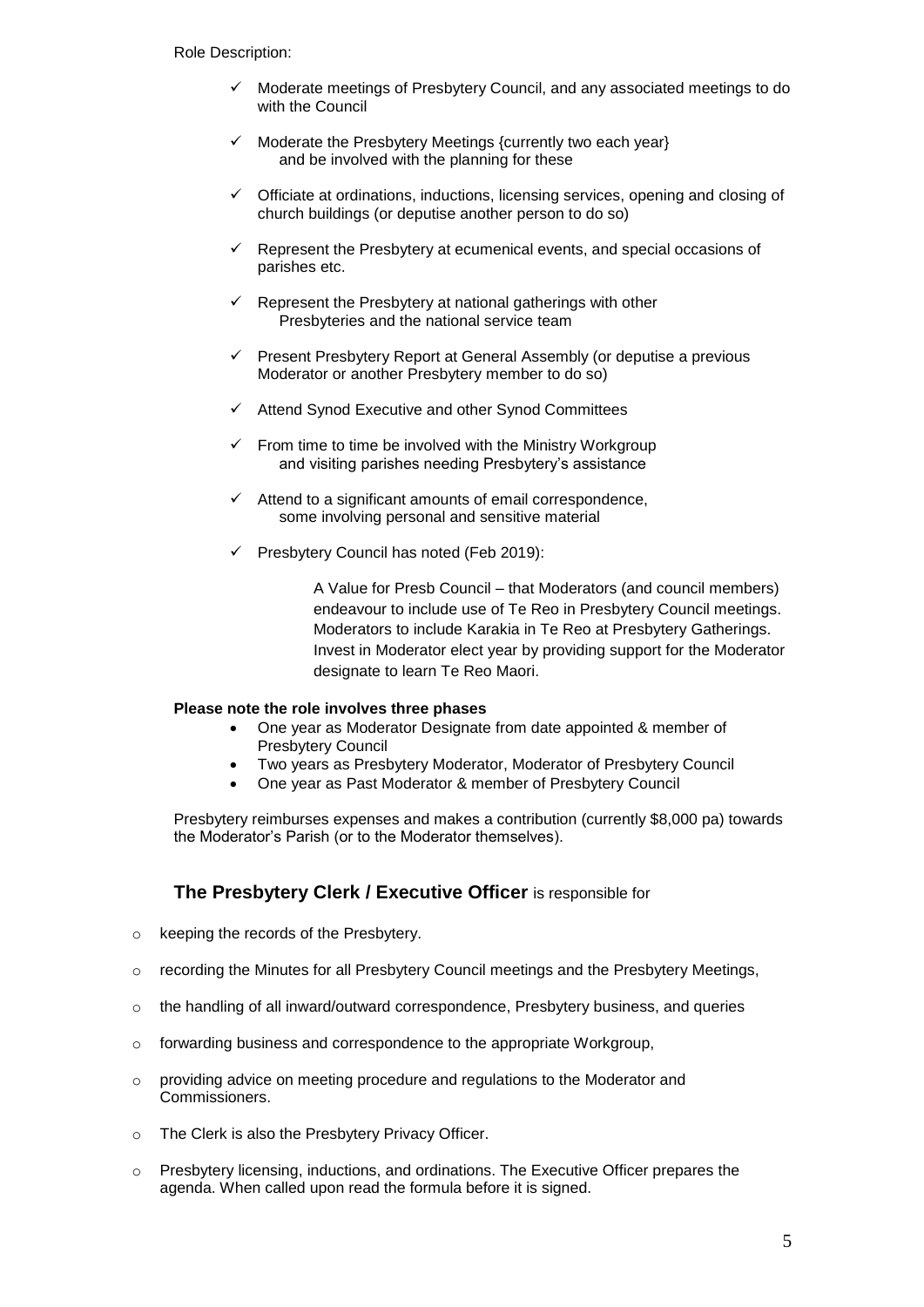Role Description:

- ✓ Moderate meetings of Presbytery Council, and any associated meetings to do with the Council
- ✓ Moderate the Presbytery Meetings {currently two each year} and be involved with the planning for these
- ✓ Officiate at ordinations, inductions, licensing services, opening and closing of church buildings (or deputise another person to do so)
- ✓ Represent the Presbytery at ecumenical events, and special occasions of parishes etc.
- ✓ Represent the Presbytery at national gatherings with other Presbyteries and the national service team
- ✓ Present Presbytery Report at General Assembly (or deputise a previous Moderator or another Presbytery member to do so)
- ✓ Attend Synod Executive and other Synod Committees
- ✓ From time to time be involved with the Ministry Workgroup and visiting parishes needing Presbytery's assistance
- ✓ Attend to a significant amounts of email correspondence, some involving personal and sensitive material
- ✓ Presbytery Council has noted (Feb 2019):

  A Value for Presb Council – that Moderators (and council members) endeavour to include use of Te Reo in Presbytery Council meetings. Moderators to include Karakia in Te Reo at Presbytery Gatherings. Invest in Moderator elect year by providing support for the Moderator designate to learn Te Reo Maori.

**Please note the role involves three phases**

- One year as Moderator Designate from date appointed & member of Presbytery Council
- Two years as Presbytery Moderator, Moderator of Presbytery Council
- One year as Past Moderator & member of Presbytery Council

Presbytery reimburses expenses and makes a contribution (currently $8,000 pa) towards the Moderator's Parish (or to the Moderator themselves).

### **The Presbytery Clerk / Executive Officer** is responsible for

- keeping the records of the Presbytery.
- recording the Minutes for all Presbytery Council meetings and the Presbytery Meetings,
- the handling of all inward/outward correspondence, Presbytery business, and queries
- forwarding business and correspondence to the appropriate Workgroup,
- providing advice on meeting procedure and regulations to the Moderator and Commissioners.
- The Clerk is also the Presbytery Privacy Officer.
- Presbytery licensing, inductions, and ordinations. The Executive Officer prepares the agenda. When called upon read the formula before it is signed.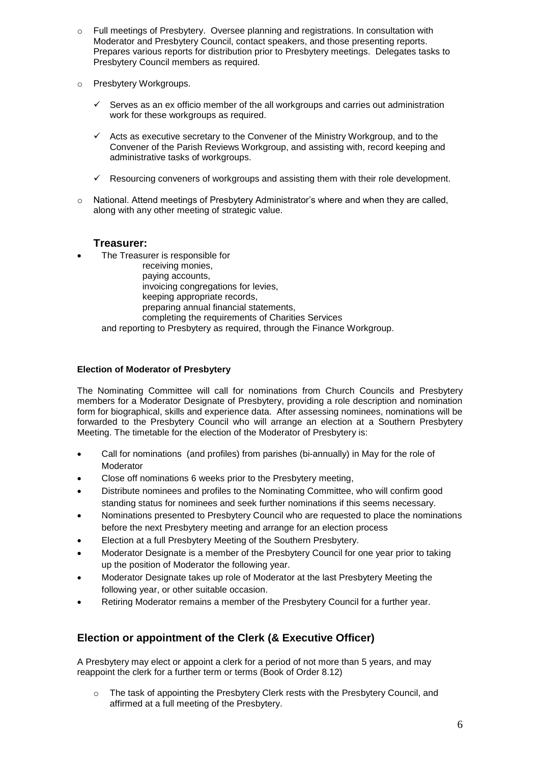- Full meetings of Presbytery. Oversee planning and registrations. In consultation with Moderator and Presbytery Council, contact speakers, and those presenting reports. Prepares various reports for distribution prior to Presbytery meetings. Delegates tasks to Presbytery Council members as required.
- Presbytery Workgroups.
  - ✓ Serves as an ex officio member of the all workgroups and carries out administration work for these workgroups as required.
  - ✓ Acts as executive secretary to the Convener of the Ministry Workgroup, and to the Convener of the Parish Reviews Workgroup, and assisting with, record keeping and administrative tasks of workgroups.
  - ✓ Resourcing conveners of workgroups and assisting them with their role development.
- National. Attend meetings of Presbytery Administrator's where and when they are called, along with any other meeting of strategic value.

### Treasurer:

- The Treasurer is responsible for
  - receiving monies,
  - paying accounts,
  - invoicing congregations for levies,
  - keeping appropriate records,
  - preparing annual financial statements,
  - completing the requirements of Charities Services

  and reporting to Presbytery as required, through the Finance Workgroup.

**Election of Moderator of Presbytery**

The Nominating Committee will call for nominations from Church Councils and Presbytery members for a Moderator Designate of Presbytery, providing a role description and nomination form for biographical, skills and experience data. After assessing nominees, nominations will be forwarded to the Presbytery Council who will arrange an election at a Southern Presbytery Meeting. The timetable for the election of the Moderator of Presbytery is:

- Call for nominations (and profiles) from parishes (bi-annually) in May for the role of Moderator
- Close off nominations 6 weeks prior to the Presbytery meeting,
- Distribute nominees and profiles to the Nominating Committee, who will confirm good standing status for nominees and seek further nominations if this seems necessary.
- Nominations presented to Presbytery Council who are requested to place the nominations before the next Presbytery meeting and arrange for an election process
- Election at a full Presbytery Meeting of the Southern Presbytery.
- Moderator Designate is a member of the Presbytery Council for one year prior to taking up the position of Moderator the following year.
- Moderator Designate takes up role of Moderator at the last Presbytery Meeting the following year, or other suitable occasion.
- Retiring Moderator remains a member of the Presbytery Council for a further year.

## Election or appointment of the Clerk (& Executive Officer)

A Presbytery may elect or appoint a clerk for a period of not more than 5 years, and may reappoint the clerk for a further term or terms (Book of Order 8.12)

- The task of appointing the Presbytery Clerk rests with the Presbytery Council, and affirmed at a full meeting of the Presbytery.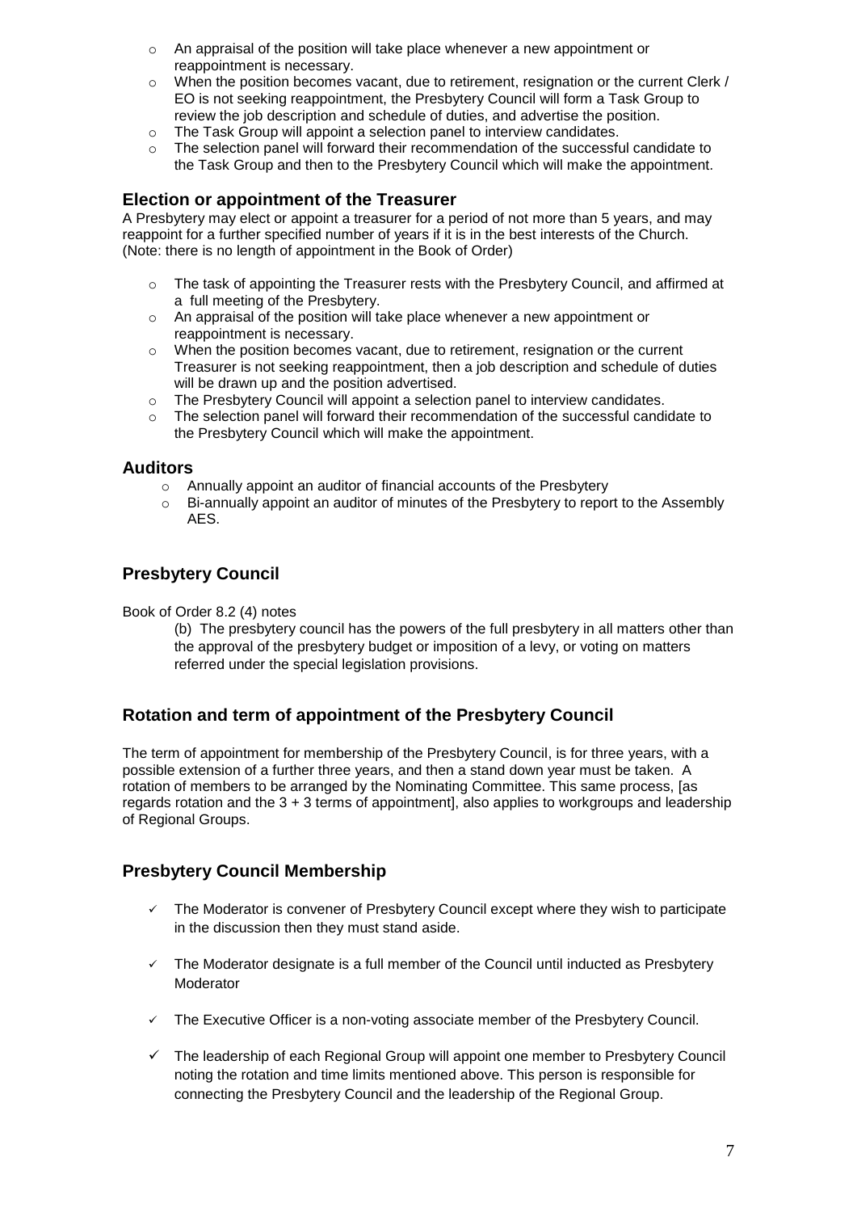- An appraisal of the position will take place whenever a new appointment or reappointment is necessary.
- When the position becomes vacant, due to retirement, resignation or the current Clerk / EO is not seeking reappointment, the Presbytery Council will form a Task Group to review the job description and schedule of duties, and advertise the position.
- The Task Group will appoint a selection panel to interview candidates.
- The selection panel will forward their recommendation of the successful candidate to the Task Group and then to the Presbytery Council which will make the appointment.

### Election or appointment of the Treasurer

A Presbytery may elect or appoint a treasurer for a period of not more than 5 years, and may reappoint for a further specified number of years if it is in the best interests of the Church. (Note: there is no length of appointment in the Book of Order)

- The task of appointing the Treasurer rests with the Presbytery Council, and affirmed at a full meeting of the Presbytery.
- An appraisal of the position will take place whenever a new appointment or reappointment is necessary.
- When the position becomes vacant, due to retirement, resignation or the current Treasurer is not seeking reappointment, then a job description and schedule of duties will be drawn up and the position advertised.
- The Presbytery Council will appoint a selection panel to interview candidates.
- The selection panel will forward their recommendation of the successful candidate to the Presbytery Council which will make the appointment.

### Auditors

- Annually appoint an auditor of financial accounts of the Presbytery
- Bi-annually appoint an auditor of minutes of the Presbytery to report to the Assembly AES.

## Presbytery Council

Book of Order 8.2 (4) notes

> (b) The presbytery council has the powers of the full presbytery in all matters other than the approval of the presbytery budget or imposition of a levy, or voting on matters referred under the special legislation provisions.

## Rotation and term of appointment of the Presbytery Council

The term of appointment for membership of the Presbytery Council, is for three years, with a possible extension of a further three years, and then a stand down year must be taken. A rotation of members to be arranged by the Nominating Committee. This same process, [as regards rotation and the 3 + 3 terms of appointment], also applies to workgroups and leadership of Regional Groups.

## Presbytery Council Membership

- ✓ The Moderator is convener of Presbytery Council except where they wish to participate in the discussion then they must stand aside.
- ✓ The Moderator designate is a full member of the Council until inducted as Presbytery Moderator
- ✓ The Executive Officer is a non-voting associate member of the Presbytery Council.
- ✓ The leadership of each Regional Group will appoint one member to Presbytery Council noting the rotation and time limits mentioned above. This person is responsible for connecting the Presbytery Council and the leadership of the Regional Group.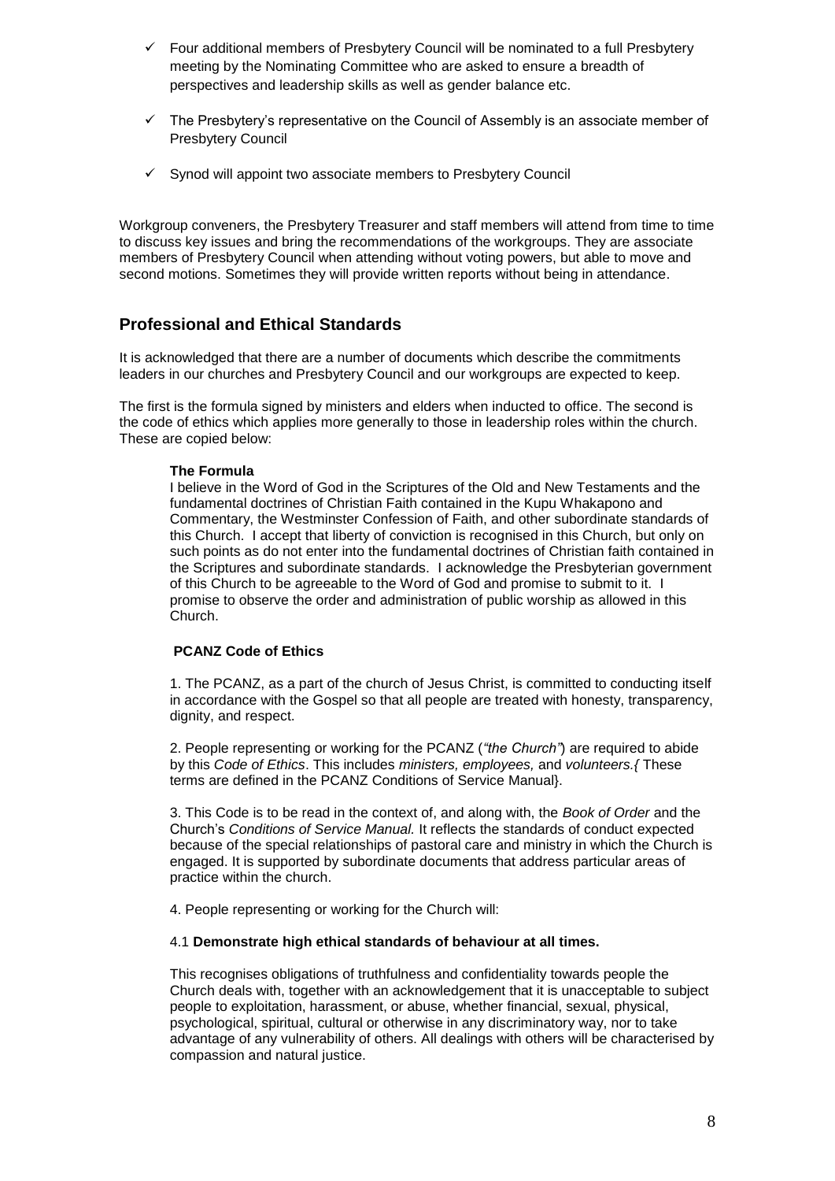- ✓ Four additional members of Presbytery Council will be nominated to a full Presbytery meeting by the Nominating Committee who are asked to ensure a breadth of perspectives and leadership skills as well as gender balance etc.
- ✓ The Presbytery's representative on the Council of Assembly is an associate member of Presbytery Council
- ✓ Synod will appoint two associate members to Presbytery Council

Workgroup conveners, the Presbytery Treasurer and staff members will attend from time to time to discuss key issues and bring the recommendations of the workgroups. They are associate members of Presbytery Council when attending without voting powers, but able to move and second motions. Sometimes they will provide written reports without being in attendance.

## Professional and Ethical Standards

It is acknowledged that there are a number of documents which describe the commitments leaders in our churches and Presbytery Council and our workgroups are expected to keep.

The first is the formula signed by ministers and elders when inducted to office. The second is the code of ethics which applies more generally to those in leadership roles within the church. These are copied below:

> **The Formula**
> I believe in the Word of God in the Scriptures of the Old and New Testaments and the fundamental doctrines of Christian Faith contained in the Kupu Whakapono and Commentary, the Westminster Confession of Faith, and other subordinate standards of this Church. I accept that liberty of conviction is recognised in this Church, but only on such points as do not enter into the fundamental doctrines of Christian faith contained in the Scriptures and subordinate standards. I acknowledge the Presbyterian government of this Church to be agreeable to the Word of God and promise to submit to it. I promise to observe the order and administration of public worship as allowed in this Church.
>
> **PCANZ Code of Ethics**
>
> 1. The PCANZ, as a part of the church of Jesus Christ, is committed to conducting itself in accordance with the Gospel so that all people are treated with honesty, transparency, dignity, and respect.
>
> 2. People representing or working for the PCANZ (*"the Church"*) are required to abide by this *Code of Ethics*. This includes *ministers, employees,* and *volunteers.{* These terms are defined in the PCANZ Conditions of Service Manual}.
>
> 3. This Code is to be read in the context of, and along with, the *Book of Order* and the Church's *Conditions of Service Manual.* It reflects the standards of conduct expected because of the special relationships of pastoral care and ministry in which the Church is engaged. It is supported by subordinate documents that address particular areas of practice within the church.
>
> 4. People representing or working for the Church will:
>
> 4.1 **Demonstrate high ethical standards of behaviour at all times.**
>
> This recognises obligations of truthfulness and confidentiality towards people the Church deals with, together with an acknowledgement that it is unacceptable to subject people to exploitation, harassment, or abuse, whether financial, sexual, physical, psychological, spiritual, cultural or otherwise in any discriminatory way, nor to take advantage of any vulnerability of others. All dealings with others will be characterised by compassion and natural justice.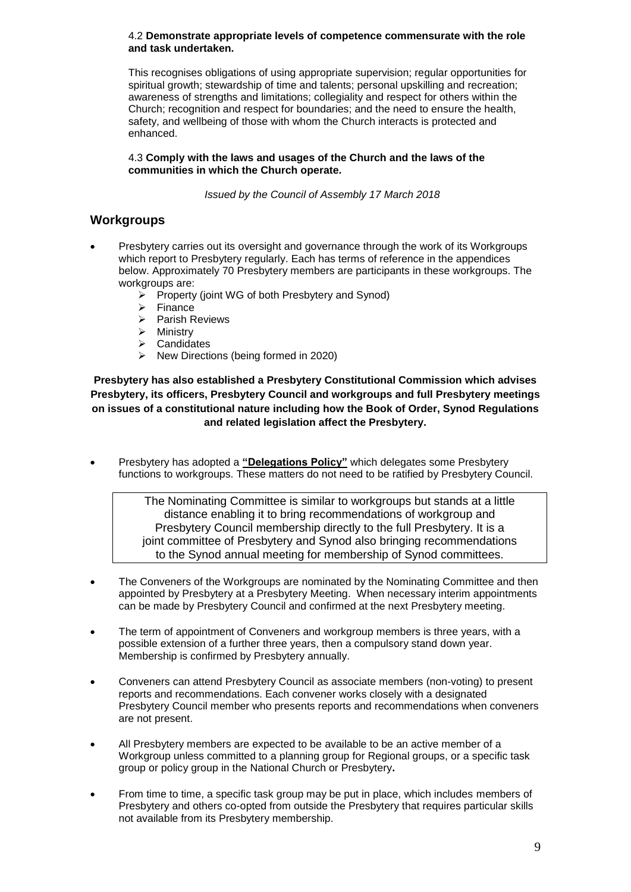4.2 **Demonstrate appropriate levels of competence commensurate with the role and task undertaken.**

This recognises obligations of using appropriate supervision; regular opportunities for spiritual growth; stewardship of time and talents; personal upskilling and recreation; awareness of strengths and limitations; collegiality and respect for others within the Church; recognition and respect for boundaries; and the need to ensure the health, safety, and wellbeing of those with whom the Church interacts is protected and enhanced.

4.3 **Comply with the laws and usages of the Church and the laws of the communities in which the Church operate.**

*Issued by the Council of Assembly 17 March 2018*

## Workgroups

- Presbytery carries out its oversight and governance through the work of its Workgroups which report to Presbytery regularly. Each has terms of reference in the appendices below. Approximately 70 Presbytery members are participants in these workgroups. The workgroups are:
  - Property (joint WG of both Presbytery and Synod)
  - Finance
  - Parish Reviews
  - Ministry
  - Candidates
  - New Directions (being formed in 2020)

**Presbytery has also established a Presbytery Constitutional Commission which advises Presbytery, its officers, Presbytery Council and workgroups and full Presbytery meetings on issues of a constitutional nature including how the Book of Order, Synod Regulations and related legislation affect the Presbytery.**

- Presbytery has adopted a **"Delegations Policy"** which delegates some Presbytery functions to workgroups. These matters do not need to be ratified by Presbytery Council.

> The Nominating Committee is similar to workgroups but stands at a little distance enabling it to bring recommendations of workgroup and Presbytery Council membership directly to the full Presbytery. It is a joint committee of Presbytery and Synod also bringing recommendations to the Synod annual meeting for membership of Synod committees.

- The Conveners of the Workgroups are nominated by the Nominating Committee and then appointed by Presbytery at a Presbytery Meeting. When necessary interim appointments can be made by Presbytery Council and confirmed at the next Presbytery meeting.
- The term of appointment of Conveners and workgroup members is three years, with a possible extension of a further three years, then a compulsory stand down year. Membership is confirmed by Presbytery annually.
- Conveners can attend Presbytery Council as associate members (non-voting) to present reports and recommendations. Each convener works closely with a designated Presbytery Council member who presents reports and recommendations when conveners are not present.
- All Presbytery members are expected to be available to be an active member of a Workgroup unless committed to a planning group for Regional groups, or a specific task group or policy group in the National Church or Presbytery**.**
- From time to time, a specific task group may be put in place, which includes members of Presbytery and others co-opted from outside the Presbytery that requires particular skills not available from its Presbytery membership.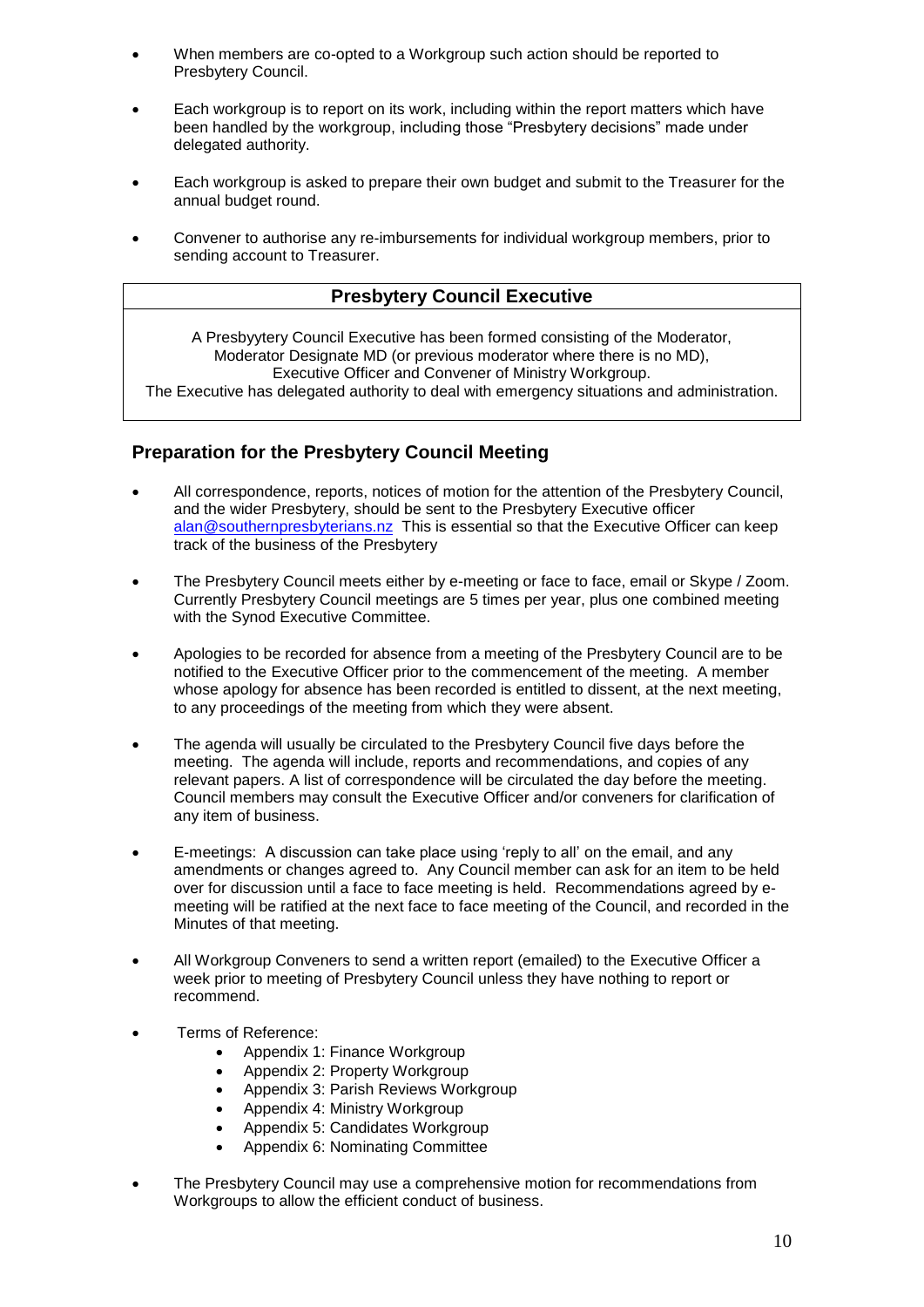- When members are co-opted to a Workgroup such action should be reported to Presbytery Council.
- Each workgroup is to report on its work, including within the report matters which have been handled by the workgroup, including those "Presbytery decisions" made under delegated authority.
- Each workgroup is asked to prepare their own budget and submit to the Treasurer for the annual budget round.
- Convener to authorise any re-imbursements for individual workgroup members, prior to sending account to Treasurer.

## Presbytery Council Executive

A Presbyytery Council Executive has been formed consisting of the Moderator, Moderator Designate MD (or previous moderator where there is no MD), Executive Officer and Convener of Ministry Workgroup.
The Executive has delegated authority to deal with emergency situations and administration.

## Preparation for the Presbytery Council Meeting

- All correspondence, reports, notices of motion for the attention of the Presbytery Council, and the wider Presbytery, should be sent to the Presbytery Executive officer alan@southernpresbyterians.nz This is essential so that the Executive Officer can keep track of the business of the Presbytery
- The Presbytery Council meets either by e-meeting or face to face, email or Skype / Zoom. Currently Presbytery Council meetings are 5 times per year, plus one combined meeting with the Synod Executive Committee.
- Apologies to be recorded for absence from a meeting of the Presbytery Council are to be notified to the Executive Officer prior to the commencement of the meeting. A member whose apology for absence has been recorded is entitled to dissent, at the next meeting, to any proceedings of the meeting from which they were absent.
- The agenda will usually be circulated to the Presbytery Council five days before the meeting. The agenda will include, reports and recommendations, and copies of any relevant papers. A list of correspondence will be circulated the day before the meeting. Council members may consult the Executive Officer and/or conveners for clarification of any item of business.
- E-meetings: A discussion can take place using 'reply to all' on the email, and any amendments or changes agreed to. Any Council member can ask for an item to be held over for discussion until a face to face meeting is held. Recommendations agreed by e-meeting will be ratified at the next face to face meeting of the Council, and recorded in the Minutes of that meeting.
- All Workgroup Conveners to send a written report (emailed) to the Executive Officer a week prior to meeting of Presbytery Council unless they have nothing to report or recommend.
- Terms of Reference:
  - Appendix 1: Finance Workgroup
  - Appendix 2: Property Workgroup
  - Appendix 3: Parish Reviews Workgroup
  - Appendix 4: Ministry Workgroup
  - Appendix 5: Candidates Workgroup
  - Appendix 6: Nominating Committee
- The Presbytery Council may use a comprehensive motion for recommendations from Workgroups to allow the efficient conduct of business.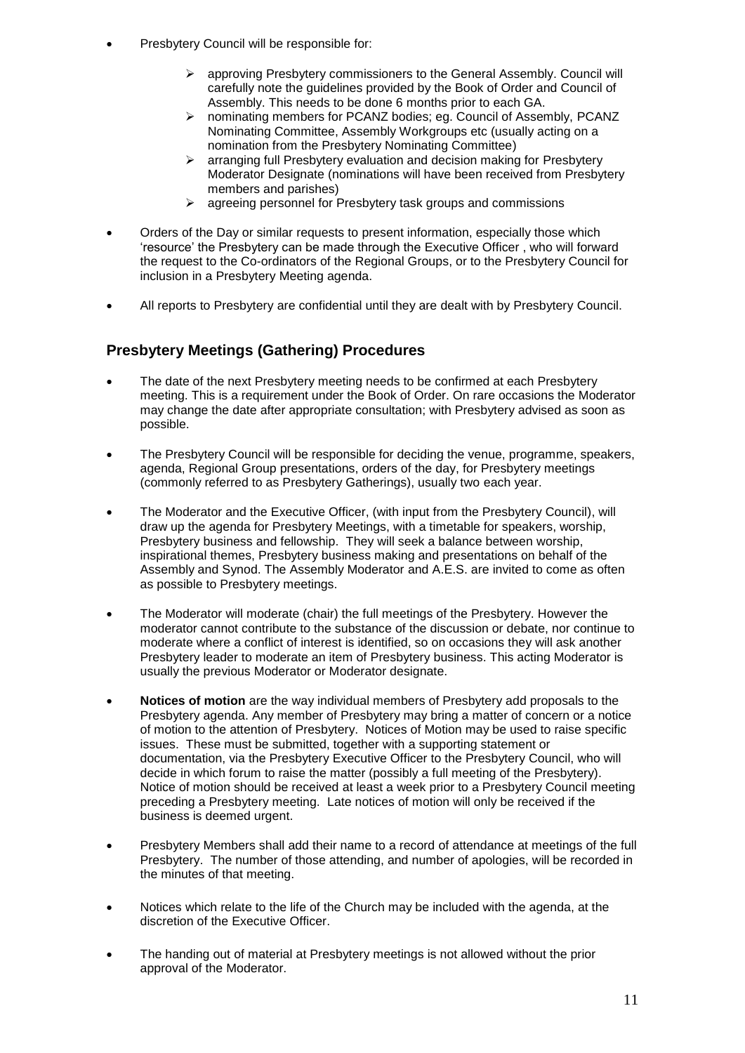- Presbytery Council will be responsible for:
  - approving Presbytery commissioners to the General Assembly. Council will carefully note the guidelines provided by the Book of Order and Council of Assembly. This needs to be done 6 months prior to each GA.
  - nominating members for PCANZ bodies; eg. Council of Assembly, PCANZ Nominating Committee, Assembly Workgroups etc (usually acting on a nomination from the Presbytery Nominating Committee)
  - arranging full Presbytery evaluation and decision making for Presbytery Moderator Designate (nominations will have been received from Presbytery members and parishes)
  - agreeing personnel for Presbytery task groups and commissions
- Orders of the Day or similar requests to present information, especially those which 'resource' the Presbytery can be made through the Executive Officer , who will forward the request to the Co-ordinators of the Regional Groups, or to the Presbytery Council for inclusion in a Presbytery Meeting agenda.
- All reports to Presbytery are confidential until they are dealt with by Presbytery Council.

## Presbytery Meetings (Gathering) Procedures

- The date of the next Presbytery meeting needs to be confirmed at each Presbytery meeting. This is a requirement under the Book of Order. On rare occasions the Moderator may change the date after appropriate consultation; with Presbytery advised as soon as possible.
- The Presbytery Council will be responsible for deciding the venue, programme, speakers, agenda, Regional Group presentations, orders of the day, for Presbytery meetings (commonly referred to as Presbytery Gatherings), usually two each year.
- The Moderator and the Executive Officer, (with input from the Presbytery Council), will draw up the agenda for Presbytery Meetings, with a timetable for speakers, worship, Presbytery business and fellowship. They will seek a balance between worship, inspirational themes, Presbytery business making and presentations on behalf of the Assembly and Synod. The Assembly Moderator and A.E.S. are invited to come as often as possible to Presbytery meetings.
- The Moderator will moderate (chair) the full meetings of the Presbytery. However the moderator cannot contribute to the substance of the discussion or debate, nor continue to moderate where a conflict of interest is identified, so on occasions they will ask another Presbytery leader to moderate an item of Presbytery business. This acting Moderator is usually the previous Moderator or Moderator designate.
- **Notices of motion** are the way individual members of Presbytery add proposals to the Presbytery agenda. Any member of Presbytery may bring a matter of concern or a notice of motion to the attention of Presbytery. Notices of Motion may be used to raise specific issues. These must be submitted, together with a supporting statement or documentation, via the Presbytery Executive Officer to the Presbytery Council, who will decide in which forum to raise the matter (possibly a full meeting of the Presbytery). Notice of motion should be received at least a week prior to a Presbytery Council meeting preceding a Presbytery meeting. Late notices of motion will only be received if the business is deemed urgent.
- Presbytery Members shall add their name to a record of attendance at meetings of the full Presbytery. The number of those attending, and number of apologies, will be recorded in the minutes of that meeting.
- Notices which relate to the life of the Church may be included with the agenda, at the discretion of the Executive Officer.
- The handing out of material at Presbytery meetings is not allowed without the prior approval of the Moderator.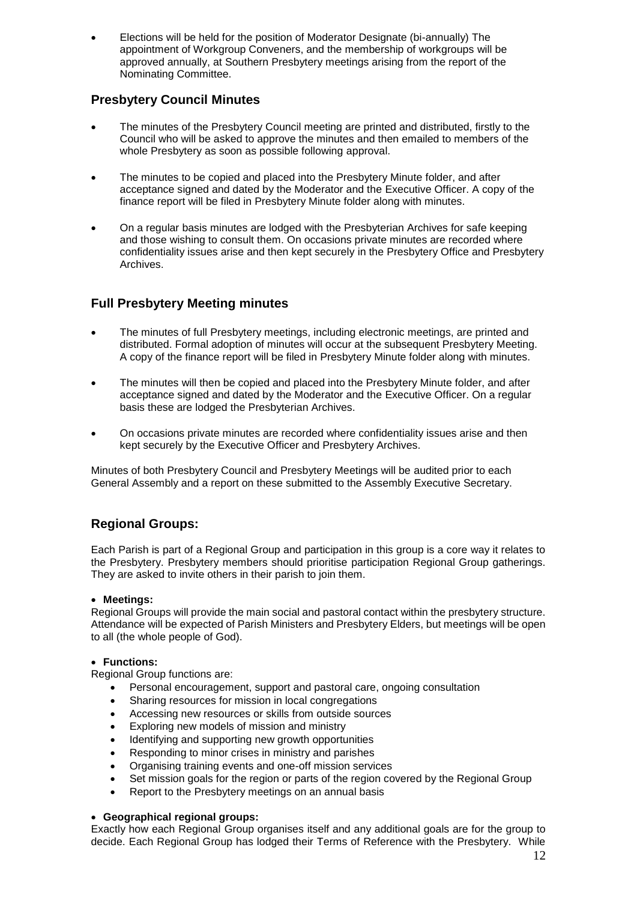- Elections will be held for the position of Moderator Designate (bi-annually) The appointment of Workgroup Conveners, and the membership of workgroups will be approved annually, at Southern Presbytery meetings arising from the report of the Nominating Committee.

## Presbytery Council Minutes

- The minutes of the Presbytery Council meeting are printed and distributed, firstly to the Council who will be asked to approve the minutes and then emailed to members of the whole Presbytery as soon as possible following approval.
- The minutes to be copied and placed into the Presbytery Minute folder, and after acceptance signed and dated by the Moderator and the Executive Officer. A copy of the finance report will be filed in Presbytery Minute folder along with minutes.
- On a regular basis minutes are lodged with the Presbyterian Archives for safe keeping and those wishing to consult them. On occasions private minutes are recorded where confidentiality issues arise and then kept securely in the Presbytery Office and Presbytery Archives.

## Full Presbytery Meeting minutes

- The minutes of full Presbytery meetings, including electronic meetings, are printed and distributed. Formal adoption of minutes will occur at the subsequent Presbytery Meeting. A copy of the finance report will be filed in Presbytery Minute folder along with minutes.
- The minutes will then be copied and placed into the Presbytery Minute folder, and after acceptance signed and dated by the Moderator and the Executive Officer. On a regular basis these are lodged the Presbyterian Archives.
- On occasions private minutes are recorded where confidentiality issues arise and then kept securely by the Executive Officer and Presbytery Archives.

Minutes of both Presbytery Council and Presbytery Meetings will be audited prior to each General Assembly and a report on these submitted to the Assembly Executive Secretary.

## Regional Groups:

Each Parish is part of a Regional Group and participation in this group is a core way it relates to the Presbytery. Presbytery members should prioritise participation Regional Group gatherings. They are asked to invite others in their parish to join them.

- **Meetings:**

Regional Groups will provide the main social and pastoral contact within the presbytery structure. Attendance will be expected of Parish Ministers and Presbytery Elders, but meetings will be open to all (the whole people of God).

- **Functions:**

Regional Group functions are:

- Personal encouragement, support and pastoral care, ongoing consultation
- Sharing resources for mission in local congregations
- Accessing new resources or skills from outside sources
- Exploring new models of mission and ministry
- Identifying and supporting new growth opportunities
- Responding to minor crises in ministry and parishes
- Organising training events and one-off mission services
- Set mission goals for the region or parts of the region covered by the Regional Group
- Report to the Presbytery meetings on an annual basis

- **Geographical regional groups:**

Exactly how each Regional Group organises itself and any additional goals are for the group to decide. Each Regional Group has lodged their Terms of Reference with the Presbytery. While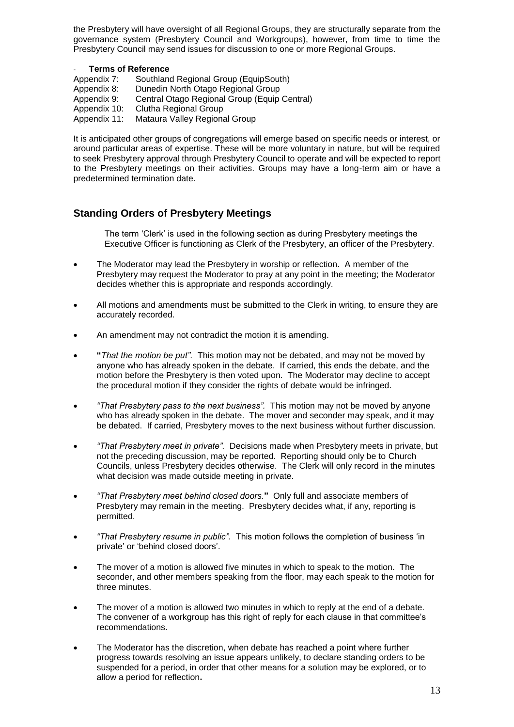the Presbytery will have oversight of all Regional Groups, they are structurally separate from the governance system (Presbytery Council and Workgroups), however, from time to time the Presbytery Council may send issues for discussion to one or more Regional Groups.

- **Terms of Reference**

Appendix 7: Southland Regional Group (EquipSouth)
Appendix 8: Dunedin North Otago Regional Group
Appendix 9: Central Otago Regional Group (Equip Central)
Appendix 10: Clutha Regional Group
Appendix 11: Mataura Valley Regional Group

It is anticipated other groups of congregations will emerge based on specific needs or interest, or around particular areas of expertise. These will be more voluntary in nature, but will be required to seek Presbytery approval through Presbytery Council to operate and will be expected to report to the Presbytery meetings on their activities. Groups may have a long-term aim or have a predetermined termination date.

## Standing Orders of Presbytery Meetings

The term 'Clerk' is used in the following section as during Presbytery meetings the Executive Officer is functioning as Clerk of the Presbytery, an officer of the Presbytery.

- The Moderator may lead the Presbytery in worship or reflection. A member of the Presbytery may request the Moderator to pray at any point in the meeting; the Moderator decides whether this is appropriate and responds accordingly.
- All motions and amendments must be submitted to the Clerk in writing, to ensure they are accurately recorded.
- An amendment may not contradict the motion it is amending.
- **"***That the motion be put".* This motion may not be debated, and may not be moved by anyone who has already spoken in the debate. If carried, this ends the debate, and the motion before the Presbytery is then voted upon. The Moderator may decline to accept the procedural motion if they consider the rights of debate would be infringed.
- *"That Presbytery pass to the next business".* This motion may not be moved by anyone who has already spoken in the debate. The mover and seconder may speak, and it may be debated. If carried, Presbytery moves to the next business without further discussion.
- *"That Presbytery meet in private".* Decisions made when Presbytery meets in private, but not the preceding discussion, may be reported. Reporting should only be to Church Councils, unless Presbytery decides otherwise. The Clerk will only record in the minutes what decision was made outside meeting in private.
- *"That Presbytery meet behind closed doors.***"** Only full and associate members of Presbytery may remain in the meeting. Presbytery decides what, if any, reporting is permitted.
- *"That Presbytery resume in public".* This motion follows the completion of business 'in private' or 'behind closed doors'.
- The mover of a motion is allowed five minutes in which to speak to the motion. The seconder, and other members speaking from the floor, may each speak to the motion for three minutes.
- The mover of a motion is allowed two minutes in which to reply at the end of a debate. The convener of a workgroup has this right of reply for each clause in that committee's recommendations.
- The Moderator has the discretion, when debate has reached a point where further progress towards resolving an issue appears unlikely, to declare standing orders to be suspended for a period, in order that other means for a solution may be explored, or to allow a period for reflection**.**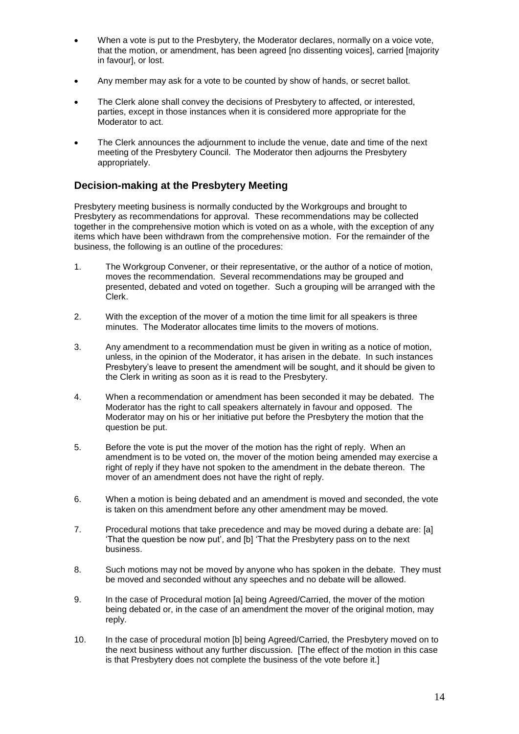- When a vote is put to the Presbytery, the Moderator declares, normally on a voice vote, that the motion, or amendment, has been agreed [no dissenting voices], carried [majority in favour], or lost.
- Any member may ask for a vote to be counted by show of hands, or secret ballot.
- The Clerk alone shall convey the decisions of Presbytery to affected, or interested, parties, except in those instances when it is considered more appropriate for the Moderator to act.
- The Clerk announces the adjournment to include the venue, date and time of the next meeting of the Presbytery Council. The Moderator then adjourns the Presbytery appropriately.

## Decision-making at the Presbytery Meeting

Presbytery meeting business is normally conducted by the Workgroups and brought to Presbytery as recommendations for approval. These recommendations may be collected together in the comprehensive motion which is voted on as a whole, with the exception of any items which have been withdrawn from the comprehensive motion. For the remainder of the business, the following is an outline of the procedures:

1. The Workgroup Convener, or their representative, or the author of a notice of motion, moves the recommendation. Several recommendations may be grouped and presented, debated and voted on together. Such a grouping will be arranged with the Clerk.
2. With the exception of the mover of a motion the time limit for all speakers is three minutes. The Moderator allocates time limits to the movers of motions.
3. Any amendment to a recommendation must be given in writing as a notice of motion, unless, in the opinion of the Moderator, it has arisen in the debate. In such instances Presbytery's leave to present the amendment will be sought, and it should be given to the Clerk in writing as soon as it is read to the Presbytery.
4. When a recommendation or amendment has been seconded it may be debated. The Moderator has the right to call speakers alternately in favour and opposed. The Moderator may on his or her initiative put before the Presbytery the motion that the question be put.
5. Before the vote is put the mover of the motion has the right of reply. When an amendment is to be voted on, the mover of the motion being amended may exercise a right of reply if they have not spoken to the amendment in the debate thereon. The mover of an amendment does not have the right of reply.
6. When a motion is being debated and an amendment is moved and seconded, the vote is taken on this amendment before any other amendment may be moved.
7. Procedural motions that take precedence and may be moved during a debate are: [a] 'That the question be now put', and [b] 'That the Presbytery pass on to the next business.
8. Such motions may not be moved by anyone who has spoken in the debate. They must be moved and seconded without any speeches and no debate will be allowed.
9. In the case of Procedural motion [a] being Agreed/Carried, the mover of the motion being debated or, in the case of an amendment the mover of the original motion, may reply.
10. In the case of procedural motion [b] being Agreed/Carried, the Presbytery moved on to the next business without any further discussion. [The effect of the motion in this case is that Presbytery does not complete the business of the vote before it.]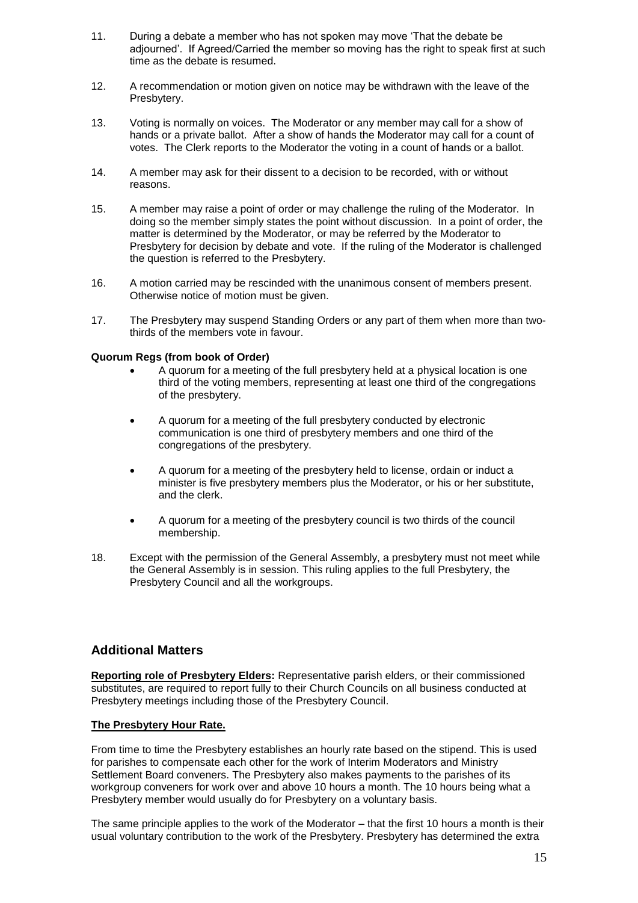11. During a debate a member who has not spoken may move 'That the debate be adjourned'. If Agreed/Carried the member so moving has the right to speak first at such time as the debate is resumed.

12. A recommendation or motion given on notice may be withdrawn with the leave of the Presbytery.

13. Voting is normally on voices. The Moderator or any member may call for a show of hands or a private ballot. After a show of hands the Moderator may call for a count of votes. The Clerk reports to the Moderator the voting in a count of hands or a ballot.

14. A member may ask for their dissent to a decision to be recorded, with or without reasons.

15. A member may raise a point of order or may challenge the ruling of the Moderator. In doing so the member simply states the point without discussion. In a point of order, the matter is determined by the Moderator, or may be referred by the Moderator to Presbytery for decision by debate and vote. If the ruling of the Moderator is challenged the question is referred to the Presbytery.

16. A motion carried may be rescinded with the unanimous consent of members present. Otherwise notice of motion must be given.

17. The Presbytery may suspend Standing Orders or any part of them when more than two-thirds of the members vote in favour.

**Quorum Regs (from book of Order)**

- A quorum for a meeting of the full presbytery held at a physical location is one third of the voting members, representing at least one third of the congregations of the presbytery.
- A quorum for a meeting of the full presbytery conducted by electronic communication is one third of presbytery members and one third of the congregations of the presbytery.
- A quorum for a meeting of the presbytery held to license, ordain or induct a minister is five presbytery members plus the Moderator, or his or her substitute, and the clerk.
- A quorum for a meeting of the presbytery council is two thirds of the council membership.

18. Except with the permission of the General Assembly, a presbytery must not meet while the General Assembly is in session. This ruling applies to the full Presbytery, the Presbytery Council and all the workgroups.

## Additional Matters

**Reporting role of Presbytery Elders:** Representative parish elders, or their commissioned substitutes, are required to report fully to their Church Councils on all business conducted at Presbytery meetings including those of the Presbytery Council.

**The Presbytery Hour Rate.**

From time to time the Presbytery establishes an hourly rate based on the stipend. This is used for parishes to compensate each other for the work of Interim Moderators and Ministry Settlement Board conveners. The Presbytery also makes payments to the parishes of its workgroup conveners for work over and above 10 hours a month. The 10 hours being what a Presbytery member would usually do for Presbytery on a voluntary basis.

The same principle applies to the work of the Moderator – that the first 10 hours a month is their usual voluntary contribution to the work of the Presbytery. Presbytery has determined the extra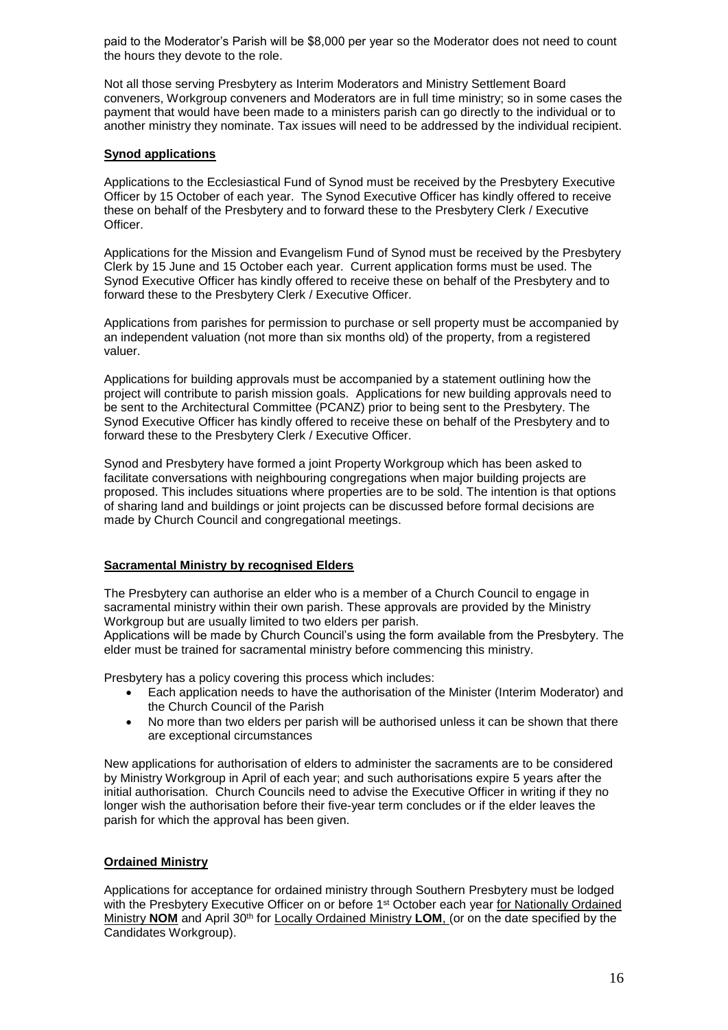paid to the Moderator's Parish will be $8,000 per year so the Moderator does not need to count the hours they devote to the role.

Not all those serving Presbytery as Interim Moderators and Ministry Settlement Board conveners, Workgroup conveners and Moderators are in full time ministry; so in some cases the payment that would have been made to a ministers parish can go directly to the individual or to another ministry they nominate. Tax issues will need to be addressed by the individual recipient.

## **Synod applications**

Applications to the Ecclesiastical Fund of Synod must be received by the Presbytery Executive Officer by 15 October of each year. The Synod Executive Officer has kindly offered to receive these on behalf of the Presbytery and to forward these to the Presbytery Clerk / Executive Officer.

Applications for the Mission and Evangelism Fund of Synod must be received by the Presbytery Clerk by 15 June and 15 October each year. Current application forms must be used. The Synod Executive Officer has kindly offered to receive these on behalf of the Presbytery and to forward these to the Presbytery Clerk / Executive Officer.

Applications from parishes for permission to purchase or sell property must be accompanied by an independent valuation (not more than six months old) of the property, from a registered valuer.

Applications for building approvals must be accompanied by a statement outlining how the project will contribute to parish mission goals. Applications for new building approvals need to be sent to the Architectural Committee (PCANZ) prior to being sent to the Presbytery. The Synod Executive Officer has kindly offered to receive these on behalf of the Presbytery and to forward these to the Presbytery Clerk / Executive Officer.

Synod and Presbytery have formed a joint Property Workgroup which has been asked to facilitate conversations with neighbouring congregations when major building projects are proposed. This includes situations where properties are to be sold. The intention is that options of sharing land and buildings or joint projects can be discussed before formal decisions are made by Church Council and congregational meetings.

## **Sacramental Ministry by recognised Elders**

The Presbytery can authorise an elder who is a member of a Church Council to engage in sacramental ministry within their own parish. These approvals are provided by the Ministry Workgroup but are usually limited to two elders per parish.
Applications will be made by Church Council's using the form available from the Presbytery. The elder must be trained for sacramental ministry before commencing this ministry.

Presbytery has a policy covering this process which includes:

- Each application needs to have the authorisation of the Minister (Interim Moderator) and the Church Council of the Parish
- No more than two elders per parish will be authorised unless it can be shown that there are exceptional circumstances

New applications for authorisation of elders to administer the sacraments are to be considered by Ministry Workgroup in April of each year; and such authorisations expire 5 years after the initial authorisation. Church Councils need to advise the Executive Officer in writing if they no longer wish the authorisation before their five-year term concludes or if the elder leaves the parish for which the approval has been given.

## **Ordained Ministry**

Applications for acceptance for ordained ministry through Southern Presbytery must be lodged with the Presbytery Executive Officer on or before 1st October each year for Nationally Ordained Ministry **NOM** and April 30th for Locally Ordained Ministry **LOM**, (or on the date specified by the Candidates Workgroup).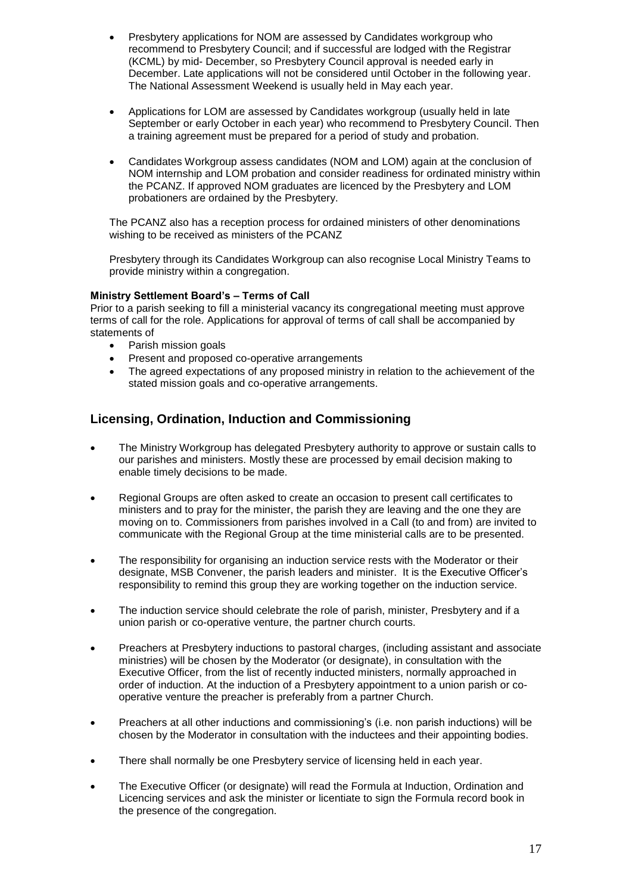- Presbytery applications for NOM are assessed by Candidates workgroup who recommend to Presbytery Council; and if successful are lodged with the Registrar (KCML) by mid- December, so Presbytery Council approval is needed early in December. Late applications will not be considered until October in the following year. The National Assessment Weekend is usually held in May each year.

- Applications for LOM are assessed by Candidates workgroup (usually held in late September or early October in each year) who recommend to Presbytery Council. Then a training agreement must be prepared for a period of study and probation.

- Candidates Workgroup assess candidates (NOM and LOM) again at the conclusion of NOM internship and LOM probation and consider readiness for ordinated ministry within the PCANZ. If approved NOM graduates are licenced by the Presbytery and LOM probationers are ordained by the Presbytery.

The PCANZ also has a reception process for ordained ministers of other denominations wishing to be received as ministers of the PCANZ

Presbytery through its Candidates Workgroup can also recognise Local Ministry Teams to provide ministry within a congregation.

**Ministry Settlement Board's – Terms of Call**

Prior to a parish seeking to fill a ministerial vacancy its congregational meeting must approve terms of call for the role. Applications for approval of terms of call shall be accompanied by statements of

- Parish mission goals
- Present and proposed co-operative arrangements
- The agreed expectations of any proposed ministry in relation to the achievement of the stated mission goals and co-operative arrangements.

## Licensing, Ordination, Induction and Commissioning

- The Ministry Workgroup has delegated Presbytery authority to approve or sustain calls to our parishes and ministers. Mostly these are processed by email decision making to enable timely decisions to be made.

- Regional Groups are often asked to create an occasion to present call certificates to ministers and to pray for the minister, the parish they are leaving and the one they are moving on to. Commissioners from parishes involved in a Call (to and from) are invited to communicate with the Regional Group at the time ministerial calls are to be presented.

- The responsibility for organising an induction service rests with the Moderator or their designate, MSB Convener, the parish leaders and minister. It is the Executive Officer's responsibility to remind this group they are working together on the induction service.

- The induction service should celebrate the role of parish, minister, Presbytery and if a union parish or co-operative venture, the partner church courts.

- Preachers at Presbytery inductions to pastoral charges, (including assistant and associate ministries) will be chosen by the Moderator (or designate), in consultation with the Executive Officer, from the list of recently inducted ministers, normally approached in order of induction. At the induction of a Presbytery appointment to a union parish or co-operative venture the preacher is preferably from a partner Church.

- Preachers at all other inductions and commissioning's (i.e. non parish inductions) will be chosen by the Moderator in consultation with the inductees and their appointing bodies.

- There shall normally be one Presbytery service of licensing held in each year.

- The Executive Officer (or designate) will read the Formula at Induction, Ordination and Licencing services and ask the minister or licentiate to sign the Formula record book in the presence of the congregation.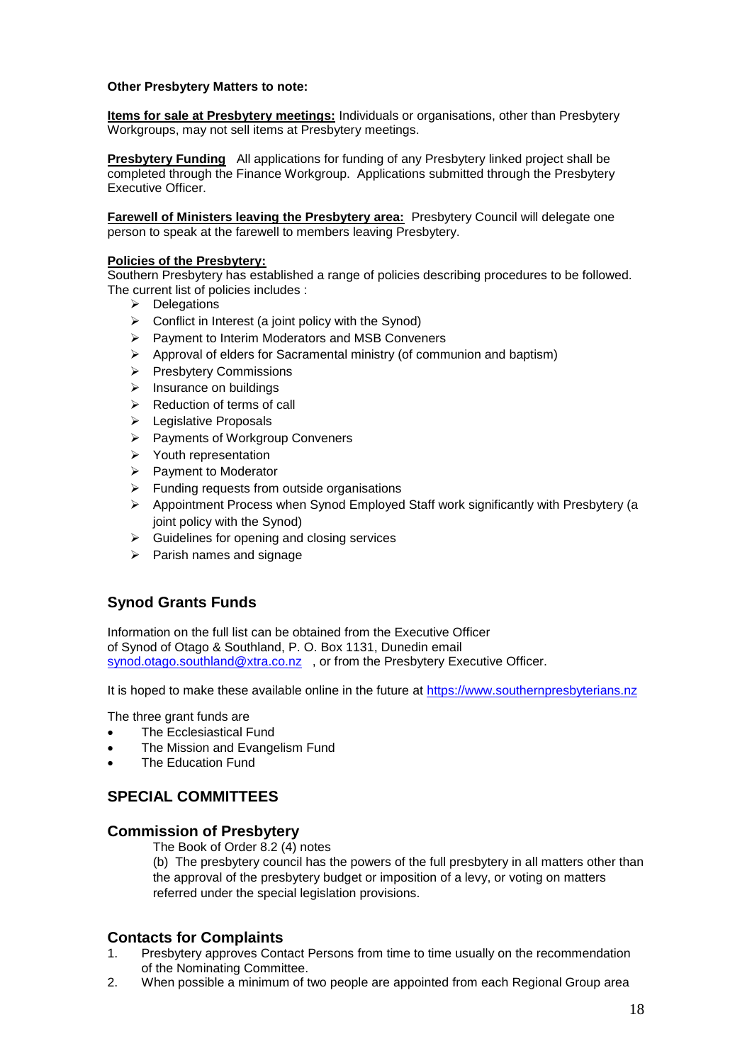**Other Presbytery Matters to note:**

**Items for sale at Presbytery meetings:** Individuals or organisations, other than Presbytery Workgroups, may not sell items at Presbytery meetings.

**Presbytery Funding** All applications for funding of any Presbytery linked project shall be completed through the Finance Workgroup. Applications submitted through the Presbytery Executive Officer.

**Farewell of Ministers leaving the Presbytery area:** Presbytery Council will delegate one person to speak at the farewell to members leaving Presbytery.

**Policies of the Presbytery:**
Southern Presbytery has established a range of policies describing procedures to be followed. The current list of policies includes :

- Delegations
- Conflict in Interest (a joint policy with the Synod)
- Payment to Interim Moderators and MSB Conveners
- Approval of elders for Sacramental ministry (of communion and baptism)
- Presbytery Commissions
- Insurance on buildings
- Reduction of terms of call
- Legislative Proposals
- Payments of Workgroup Conveners
- Youth representation
- Payment to Moderator
- Funding requests from outside organisations
- Appointment Process when Synod Employed Staff work significantly with Presbytery (a joint policy with the Synod)
- Guidelines for opening and closing services
- Parish names and signage

## Synod Grants Funds

Information on the full list can be obtained from the Executive Officer of Synod of Otago & Southland, P. O. Box 1131, Dunedin email synod.otago.southland@xtra.co.nz , or from the Presbytery Executive Officer.

It is hoped to make these available online in the future at https://www.southernpresbyterians.nz

The three grant funds are

- The Ecclesiastical Fund
- The Mission and Evangelism Fund
- The Education Fund

## SPECIAL COMMITTEES

### Commission of Presbytery

The Book of Order 8.2 (4) notes

(b) The presbytery council has the powers of the full presbytery in all matters other than the approval of the presbytery budget or imposition of a levy, or voting on matters referred under the special legislation provisions.

### Contacts for Complaints

1. Presbytery approves Contact Persons from time to time usually on the recommendation of the Nominating Committee.
2. When possible a minimum of two people are appointed from each Regional Group area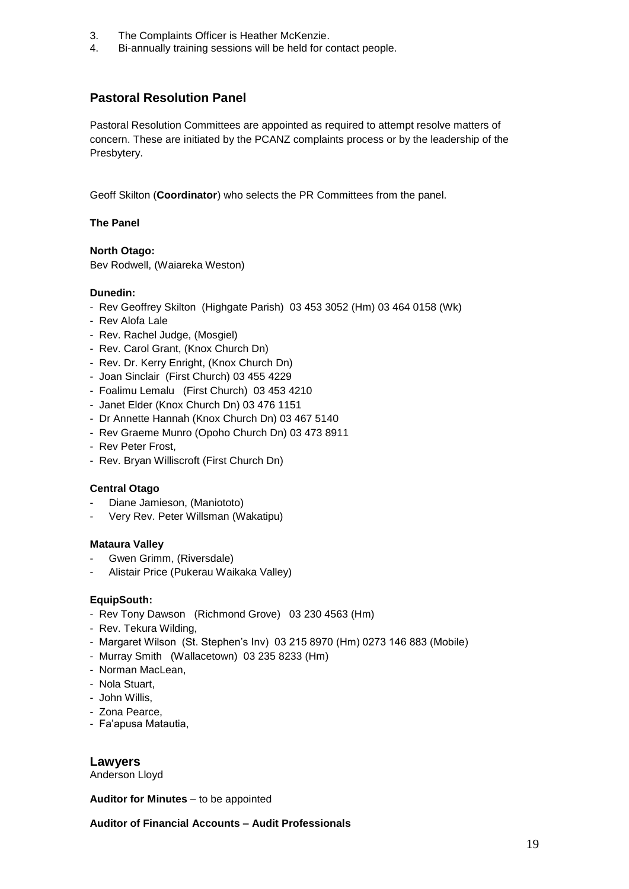3. The Complaints Officer is Heather McKenzie.
4. Bi-annually training sessions will be held for contact people.

## Pastoral Resolution Panel

Pastoral Resolution Committees are appointed as required to attempt resolve matters of concern. These are initiated by the PCANZ complaints process or by the leadership of the Presbytery.

Geoff Skilton (**Coordinator**) who selects the PR Committees from the panel.

### The Panel

**North Otago:**
Bev Rodwell, (Waiareka Weston)

**Dunedin:**

- Rev Geoffrey Skilton (Highgate Parish) 03 453 3052 (Hm) 03 464 0158 (Wk)
- Rev Alofa Lale
- Rev. Rachel Judge, (Mosgiel)
- Rev. Carol Grant, (Knox Church Dn)
- Rev. Dr. Kerry Enright, (Knox Church Dn)
- Joan Sinclair (First Church) 03 455 4229
- Foalimu Lemalu (First Church) 03 453 4210
- Janet Elder (Knox Church Dn) 03 476 1151
- Dr Annette Hannah (Knox Church Dn) 03 467 5140
- Rev Graeme Munro (Opoho Church Dn) 03 473 8911
- Rev Peter Frost,
- Rev. Bryan Williscroft (First Church Dn)

**Central Otago**

- Diane Jamieson, (Maniototo)
- Very Rev. Peter Willsman (Wakatipu)

**Mataura Valley**

- Gwen Grimm, (Riversdale)
- Alistair Price (Pukerau Waikaka Valley)

**EquipSouth:**

- Rev Tony Dawson (Richmond Grove) 03 230 4563 (Hm)
- Rev. Tekura Wilding,
- Margaret Wilson (St. Stephen's Inv) 03 215 8970 (Hm) 0273 146 883 (Mobile)
- Murray Smith (Wallacetown) 03 235 8233 (Hm)
- Norman MacLean,
- Nola Stuart,
- John Willis,
- Zona Pearce,
- Fa'apusa Matautia,

## Lawyers

Anderson Lloyd

**Auditor for Minutes** – to be appointed

**Auditor of Financial Accounts – Audit Professionals**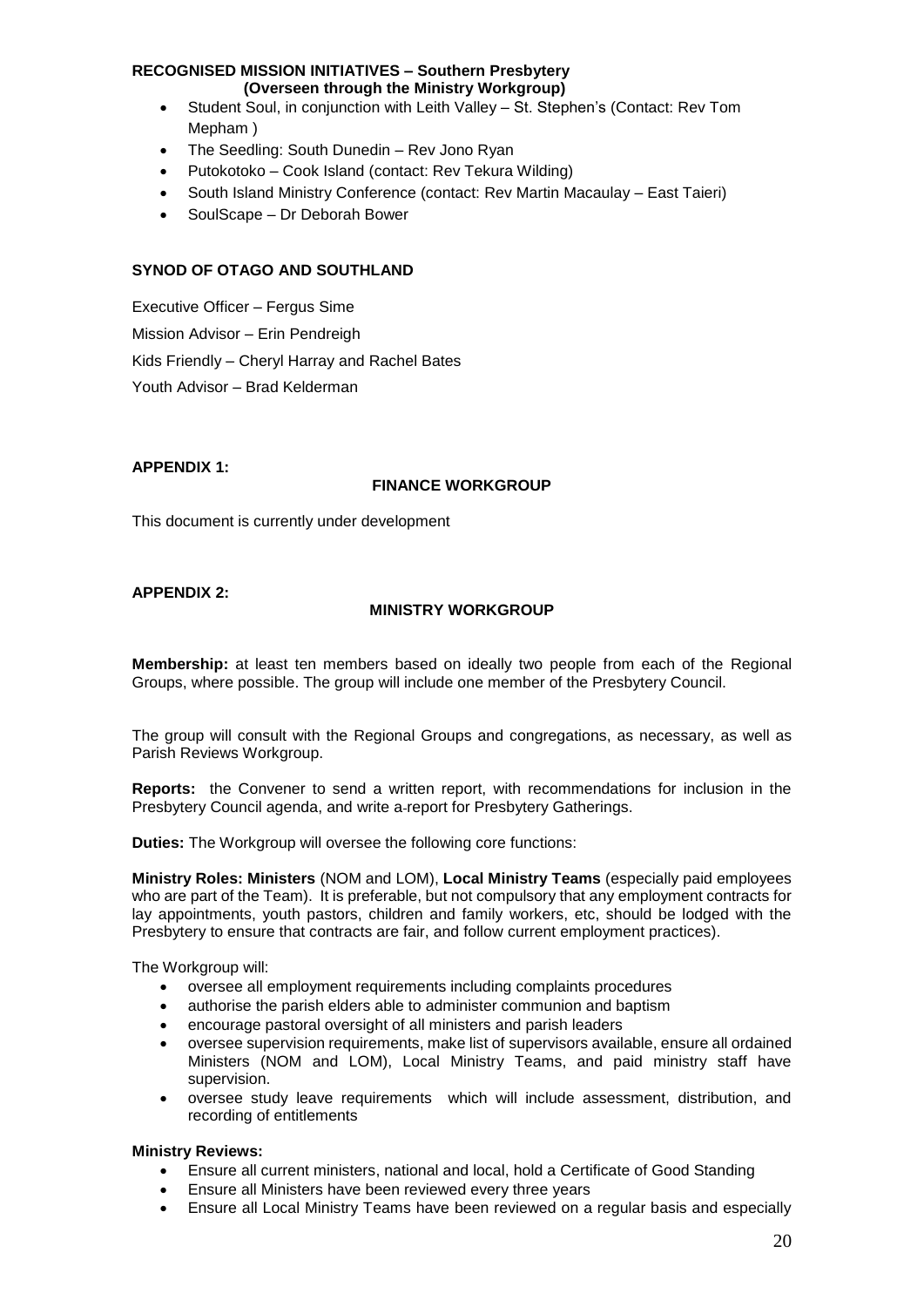**RECOGNISED MISSION INITIATIVES – Southern Presbytery (Overseen through the Ministry Workgroup)**

- Student Soul, in conjunction with Leith Valley – St. Stephen's (Contact: Rev Tom Mepham )
- The Seedling: South Dunedin – Rev Jono Ryan
- Putokotoko – Cook Island (contact: Rev Tekura Wilding)
- South Island Ministry Conference (contact: Rev Martin Macaulay – East Taieri)
- SoulScape – Dr Deborah Bower

**SYNOD OF OTAGO AND SOUTHLAND**

Executive Officer – Fergus Sime

Mission Advisor – Erin Pendreigh

Kids Friendly – Cheryl Harray and Rachel Bates

Youth Advisor – Brad Kelderman

**APPENDIX 1:**

**FINANCE WORKGROUP**

This document is currently under development

**APPENDIX 2:**

**MINISTRY WORKGROUP**

**Membership:** at least ten members based on ideally two people from each of the Regional Groups, where possible. The group will include one member of the Presbytery Council.

The group will consult with the Regional Groups and congregations, as necessary, as well as Parish Reviews Workgroup.

**Reports:** the Convener to send a written report, with recommendations for inclusion in the Presbytery Council agenda, and write a report for Presbytery Gatherings.

**Duties:** The Workgroup will oversee the following core functions:

**Ministry Roles: Ministers** (NOM and LOM), **Local Ministry Teams** (especially paid employees who are part of the Team). It is preferable, but not compulsory that any employment contracts for lay appointments, youth pastors, children and family workers, etc, should be lodged with the Presbytery to ensure that contracts are fair, and follow current employment practices).

The Workgroup will:

- oversee all employment requirements including complaints procedures
- authorise the parish elders able to administer communion and baptism
- encourage pastoral oversight of all ministers and parish leaders
- oversee supervision requirements, make list of supervisors available, ensure all ordained Ministers (NOM and LOM), Local Ministry Teams, and paid ministry staff have supervision.
- oversee study leave requirements which will include assessment, distribution, and recording of entitlements

**Ministry Reviews:**

- Ensure all current ministers, national and local, hold a Certificate of Good Standing
- Ensure all Ministers have been reviewed every three years
- Ensure all Local Ministry Teams have been reviewed on a regular basis and especially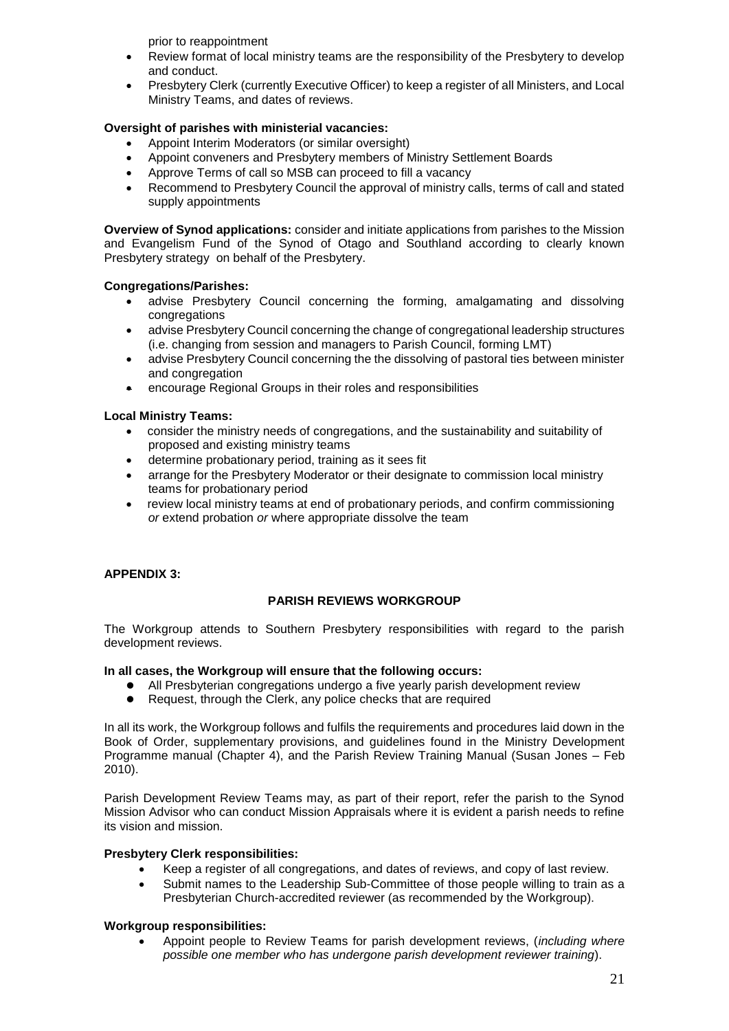prior to reappointment

- Review format of local ministry teams are the responsibility of the Presbytery to develop and conduct.
- Presbytery Clerk (currently Executive Officer) to keep a register of all Ministers, and Local Ministry Teams, and dates of reviews.

**Oversight of parishes with ministerial vacancies:**

- Appoint Interim Moderators (or similar oversight)
- Appoint conveners and Presbytery members of Ministry Settlement Boards
- Approve Terms of call so MSB can proceed to fill a vacancy
- Recommend to Presbytery Council the approval of ministry calls, terms of call and stated supply appointments

**Overview of Synod applications:** consider and initiate applications from parishes to the Mission and Evangelism Fund of the Synod of Otago and Southland according to clearly known Presbytery strategy on behalf of the Presbytery.

**Congregations/Parishes:**

- advise Presbytery Council concerning the forming, amalgamating and dissolving congregations
- advise Presbytery Council concerning the change of congregational leadership structures (i.e. changing from session and managers to Parish Council, forming LMT)
- advise Presbytery Council concerning the the dissolving of pastoral ties between minister and congregation
- encourage Regional Groups in their roles and responsibilities

**Local Ministry Teams:**

- consider the ministry needs of congregations, and the sustainability and suitability of proposed and existing ministry teams
- determine probationary period, training as it sees fit
- arrange for the Presbytery Moderator or their designate to commission local ministry teams for probationary period
- review local ministry teams at end of probationary periods, and confirm commissioning *or* extend probation *or* where appropriate dissolve the team

**APPENDIX 3:**

**PARISH REVIEWS WORKGROUP**

The Workgroup attends to Southern Presbytery responsibilities with regard to the parish development reviews.

**In all cases, the Workgroup will ensure that the following occurs:**

- All Presbyterian congregations undergo a five yearly parish development review
- Request, through the Clerk, any police checks that are required

In all its work, the Workgroup follows and fulfils the requirements and procedures laid down in the Book of Order, supplementary provisions, and guidelines found in the Ministry Development Programme manual (Chapter 4), and the Parish Review Training Manual (Susan Jones – Feb 2010).

Parish Development Review Teams may, as part of their report, refer the parish to the Synod Mission Advisor who can conduct Mission Appraisals where it is evident a parish needs to refine its vision and mission.

**Presbytery Clerk responsibilities:**

- Keep a register of all congregations, and dates of reviews, and copy of last review.
- Submit names to the Leadership Sub-Committee of those people willing to train as a Presbyterian Church-accredited reviewer (as recommended by the Workgroup).

**Workgroup responsibilities:**

- Appoint people to Review Teams for parish development reviews, (*including where possible one member who has undergone parish development reviewer training*).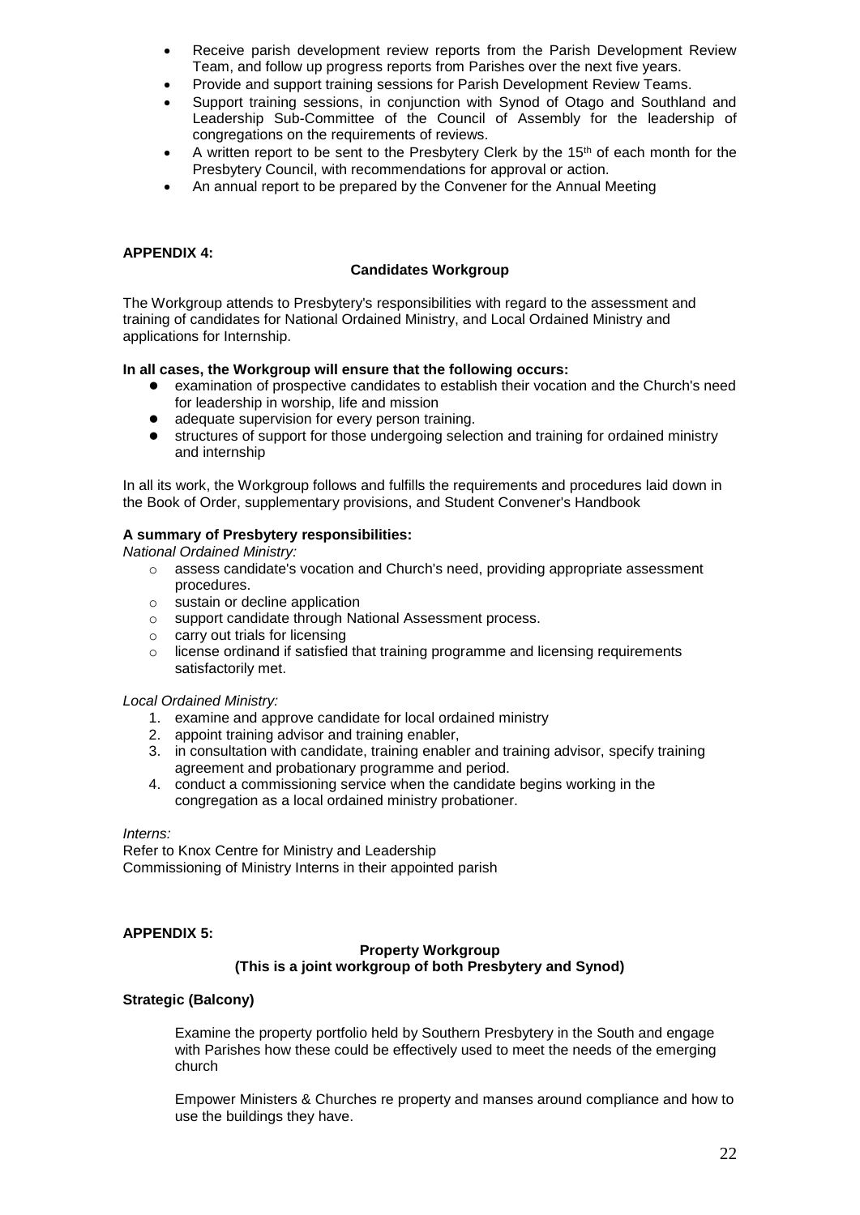- Receive parish development review reports from the Parish Development Review Team, and follow up progress reports from Parishes over the next five years.
- Provide and support training sessions for Parish Development Review Teams.
- Support training sessions, in conjunction with Synod of Otago and Southland and Leadership Sub-Committee of the Council of Assembly for the leadership of congregations on the requirements of reviews.
- A written report to be sent to the Presbytery Clerk by the 15th of each month for the Presbytery Council, with recommendations for approval or action.
- An annual report to be prepared by the Convener for the Annual Meeting

**APPENDIX 4:**

**Candidates Workgroup**

The Workgroup attends to Presbytery's responsibilities with regard to the assessment and training of candidates for National Ordained Ministry, and Local Ordained Ministry and applications for Internship.

**In all cases, the Workgroup will ensure that the following occurs:**

- examination of prospective candidates to establish their vocation and the Church's need for leadership in worship, life and mission
- adequate supervision for every person training.
- structures of support for those undergoing selection and training for ordained ministry and internship

In all its work, the Workgroup follows and fulfills the requirements and procedures laid down in the Book of Order, supplementary provisions, and Student Convener's Handbook

**A summary of Presbytery responsibilities:**

*National Ordained Ministry:*

- assess candidate's vocation and Church's need, providing appropriate assessment procedures.
- sustain or decline application
- support candidate through National Assessment process.
- carry out trials for licensing
- license ordinand if satisfied that training programme and licensing requirements satisfactorily met.

*Local Ordained Ministry:*

1. examine and approve candidate for local ordained ministry
2. appoint training advisor and training enabler,
3. in consultation with candidate, training enabler and training advisor, specify training agreement and probationary programme and period.
4. conduct a commissioning service when the candidate begins working in the congregation as a local ordained ministry probationer.

*Interns:*

Refer to Knox Centre for Ministry and Leadership
Commissioning of Ministry Interns in their appointed parish

**APPENDIX 5:**

**Property Workgroup**
**(This is a joint workgroup of both Presbytery and Synod)**

**Strategic (Balcony)**

Examine the property portfolio held by Southern Presbytery in the South and engage with Parishes how these could be effectively used to meet the needs of the emerging church

Empower Ministers & Churches re property and manses around compliance and how to use the buildings they have.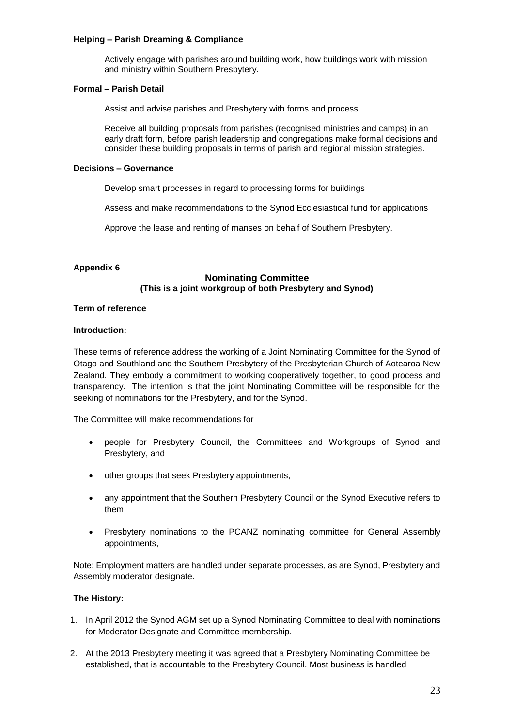**Helping – Parish Dreaming & Compliance**

Actively engage with parishes around building work, how buildings work with mission and ministry within Southern Presbytery.

**Formal – Parish Detail**

Assist and advise parishes and Presbytery with forms and process.

Receive all building proposals from parishes (recognised ministries and camps) in an early draft form, before parish leadership and congregations make formal decisions and consider these building proposals in terms of parish and regional mission strategies.

**Decisions – Governance**

Develop smart processes in regard to processing forms for buildings

Assess and make recommendations to the Synod Ecclesiastical fund for applications

Approve the lease and renting of manses on behalf of Southern Presbytery.

**Appendix 6**

## Nominating Committee
**(This is a joint workgroup of both Presbytery and Synod)**

**Term of reference**

**Introduction:**

These terms of reference address the working of a Joint Nominating Committee for the Synod of Otago and Southland and the Southern Presbytery of the Presbyterian Church of Aotearoa New Zealand. They embody a commitment to working cooperatively together, to good process and transparency. The intention is that the joint Nominating Committee will be responsible for the seeking of nominations for the Presbytery, and for the Synod.

The Committee will make recommendations for

- people for Presbytery Council, the Committees and Workgroups of Synod and Presbytery, and
- other groups that seek Presbytery appointments,
- any appointment that the Southern Presbytery Council or the Synod Executive refers to them.
- Presbytery nominations to the PCANZ nominating committee for General Assembly appointments,

Note: Employment matters are handled under separate processes, as are Synod, Presbytery and Assembly moderator designate.

**The History:**

1. In April 2012 the Synod AGM set up a Synod Nominating Committee to deal with nominations for Moderator Designate and Committee membership.
2. At the 2013 Presbytery meeting it was agreed that a Presbytery Nominating Committee be established, that is accountable to the Presbytery Council. Most business is handled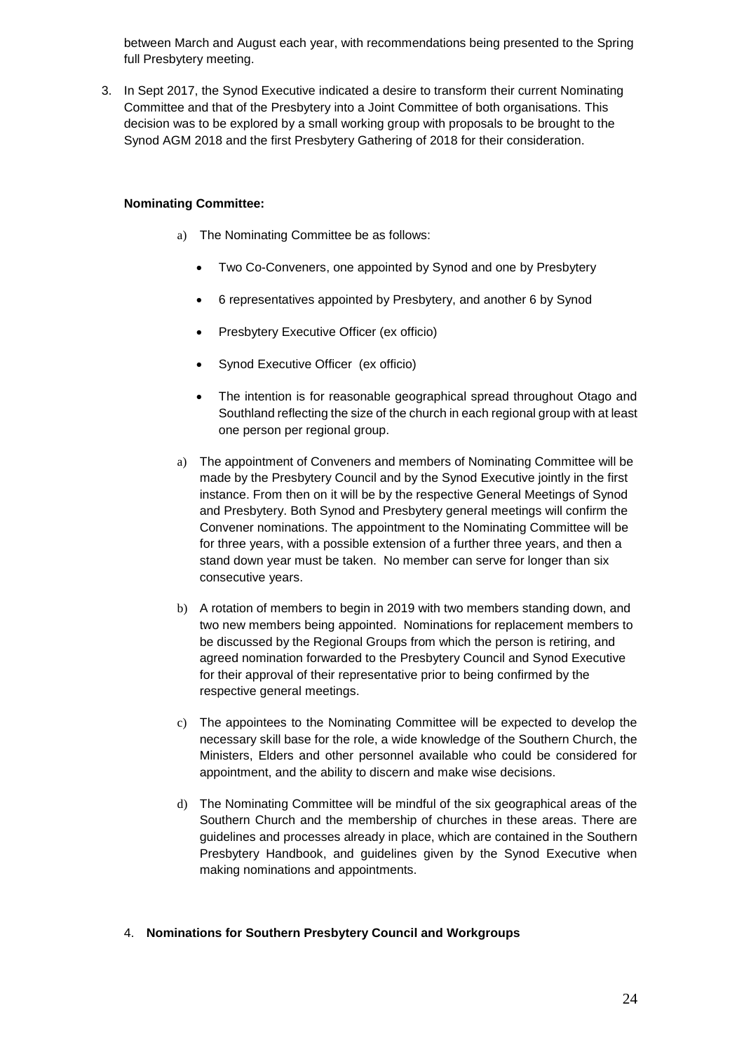between March and August each year, with recommendations being presented to the Spring full Presbytery meeting.

3. In Sept 2017, the Synod Executive indicated a desire to transform their current Nominating Committee and that of the Presbytery into a Joint Committee of both organisations. This decision was to be explored by a small working group with proposals to be brought to the Synod AGM 2018 and the first Presbytery Gathering of 2018 for their consideration.

**Nominating Committee:**

a) The Nominating Committee be as follows:

   - Two Co-Conveners, one appointed by Synod and one by Presbytery
   - 6 representatives appointed by Presbytery, and another 6 by Synod
   - Presbytery Executive Officer (ex officio)
   - Synod Executive Officer (ex officio)
   - The intention is for reasonable geographical spread throughout Otago and Southland reflecting the size of the church in each regional group with at least one person per regional group.

a) The appointment of Conveners and members of Nominating Committee will be made by the Presbytery Council and by the Synod Executive jointly in the first instance. From then on it will be by the respective General Meetings of Synod and Presbytery. Both Synod and Presbytery general meetings will confirm the Convener nominations. The appointment to the Nominating Committee will be for three years, with a possible extension of a further three years, and then a stand down year must be taken. No member can serve for longer than six consecutive years.

b) A rotation of members to begin in 2019 with two members standing down, and two new members being appointed. Nominations for replacement members to be discussed by the Regional Groups from which the person is retiring, and agreed nomination forwarded to the Presbytery Council and Synod Executive for their approval of their representative prior to being confirmed by the respective general meetings.

c) The appointees to the Nominating Committee will be expected to develop the necessary skill base for the role, a wide knowledge of the Southern Church, the Ministers, Elders and other personnel available who could be considered for appointment, and the ability to discern and make wise decisions.

d) The Nominating Committee will be mindful of the six geographical areas of the Southern Church and the membership of churches in these areas. There are guidelines and processes already in place, which are contained in the Southern Presbytery Handbook, and guidelines given by the Synod Executive when making nominations and appointments.

4. **Nominations for Southern Presbytery Council and Workgroups**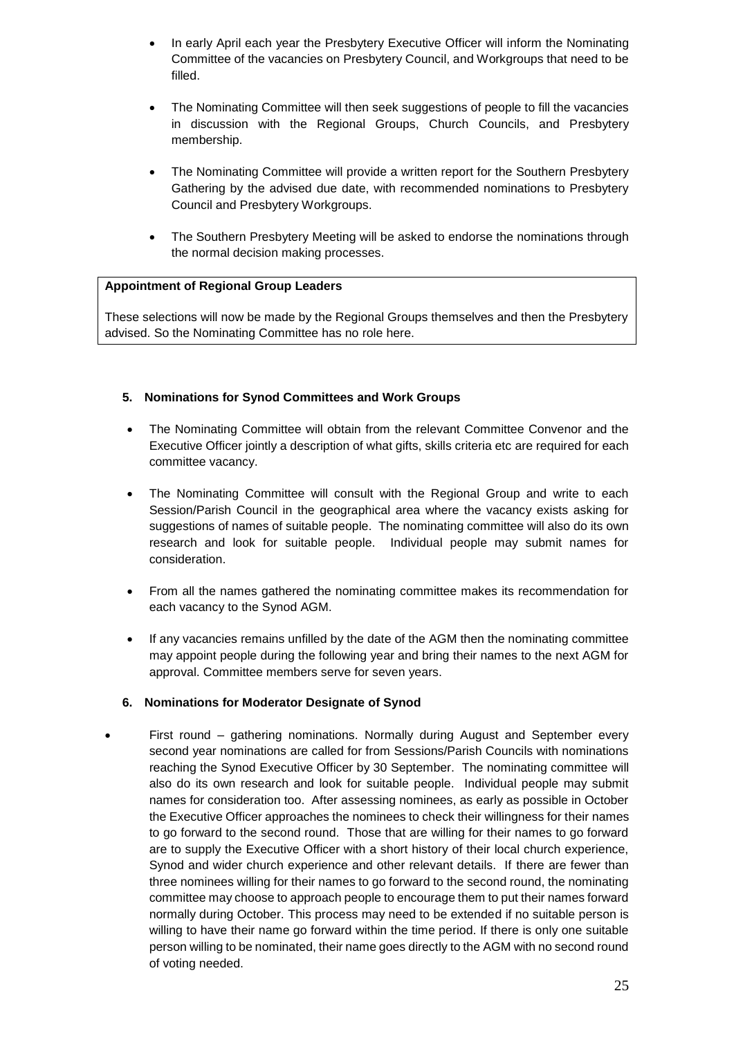- In early April each year the Presbytery Executive Officer will inform the Nominating Committee of the vacancies on Presbytery Council, and Workgroups that need to be filled.

- The Nominating Committee will then seek suggestions of people to fill the vacancies in discussion with the Regional Groups, Church Councils, and Presbytery membership.

- The Nominating Committee will provide a written report for the Southern Presbytery Gathering by the advised due date, with recommended nominations to Presbytery Council and Presbytery Workgroups.

- The Southern Presbytery Meeting will be asked to endorse the nominations through the normal decision making processes.

**Appointment of Regional Group Leaders**

These selections will now be made by the Regional Groups themselves and then the Presbytery advised. So the Nominating Committee has no role here.

### 5. Nominations for Synod Committees and Work Groups

- The Nominating Committee will obtain from the relevant Committee Convenor and the Executive Officer jointly a description of what gifts, skills criteria etc are required for each committee vacancy.

- The Nominating Committee will consult with the Regional Group and write to each Session/Parish Council in the geographical area where the vacancy exists asking for suggestions of names of suitable people. The nominating committee will also do its own research and look for suitable people. Individual people may submit names for consideration.

- From all the names gathered the nominating committee makes its recommendation for each vacancy to the Synod AGM.

- If any vacancies remains unfilled by the date of the AGM then the nominating committee may appoint people during the following year and bring their names to the next AGM for approval. Committee members serve for seven years.

### 6. Nominations for Moderator Designate of Synod

- First round – gathering nominations. Normally during August and September every second year nominations are called for from Sessions/Parish Councils with nominations reaching the Synod Executive Officer by 30 September. The nominating committee will also do its own research and look for suitable people. Individual people may submit names for consideration too. After assessing nominees, as early as possible in October the Executive Officer approaches the nominees to check their willingness for their names to go forward to the second round. Those that are willing for their names to go forward are to supply the Executive Officer with a short history of their local church experience, Synod and wider church experience and other relevant details. If there are fewer than three nominees willing for their names to go forward to the second round, the nominating committee may choose to approach people to encourage them to put their names forward normally during October. This process may need to be extended if no suitable person is willing to have their name go forward within the time period. If there is only one suitable person willing to be nominated, their name goes directly to the AGM with no second round of voting needed.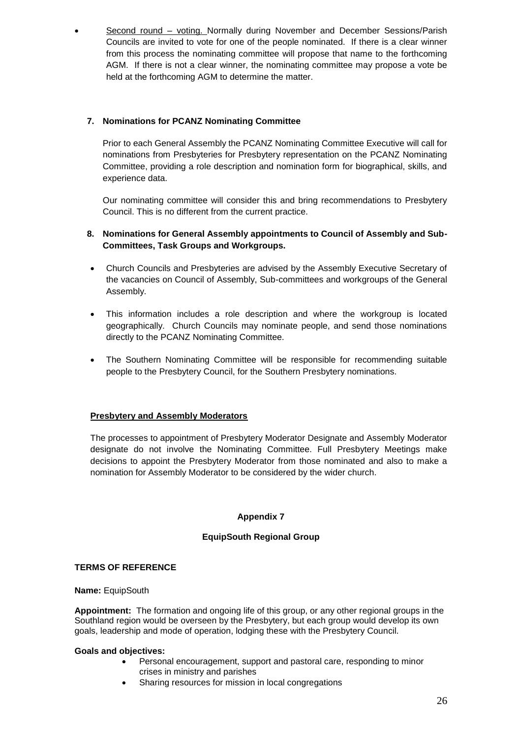- <u>Second round – voting.</u> Normally during November and December Sessions/Parish Councils are invited to vote for one of the people nominated. If there is a clear winner from this process the nominating committee will propose that name to the forthcoming AGM. If there is not a clear winner, the nominating committee may propose a vote be held at the forthcoming AGM to determine the matter.

**7. Nominations for PCANZ Nominating Committee**

Prior to each General Assembly the PCANZ Nominating Committee Executive will call for nominations from Presbyteries for Presbytery representation on the PCANZ Nominating Committee, providing a role description and nomination form for biographical, skills, and experience data.

Our nominating committee will consider this and bring recommendations to Presbytery Council. This is no different from the current practice.

**8. Nominations for General Assembly appointments to Council of Assembly and Sub-Committees, Task Groups and Workgroups.**

- Church Councils and Presbyteries are advised by the Assembly Executive Secretary of the vacancies on Council of Assembly, Sub-committees and workgroups of the General Assembly.
- This information includes a role description and where the workgroup is located geographically. Church Councils may nominate people, and send those nominations directly to the PCANZ Nominating Committee.
- The Southern Nominating Committee will be responsible for recommending suitable people to the Presbytery Council, for the Southern Presbytery nominations.

**<u>Presbytery and Assembly Moderators</u>**

The processes to appointment of Presbytery Moderator Designate and Assembly Moderator designate do not involve the Nominating Committee. Full Presbytery Meetings make decisions to appoint the Presbytery Moderator from those nominated and also to make a nomination for Assembly Moderator to be considered by the wider church.

## Appendix 7

## EquipSouth Regional Group

**TERMS OF REFERENCE**

**Name:** EquipSouth

**Appointment:** The formation and ongoing life of this group, or any other regional groups in the Southland region would be overseen by the Presbytery, but each group would develop its own goals, leadership and mode of operation, lodging these with the Presbytery Council.

**Goals and objectives:**

- Personal encouragement, support and pastoral care, responding to minor crises in ministry and parishes
- Sharing resources for mission in local congregations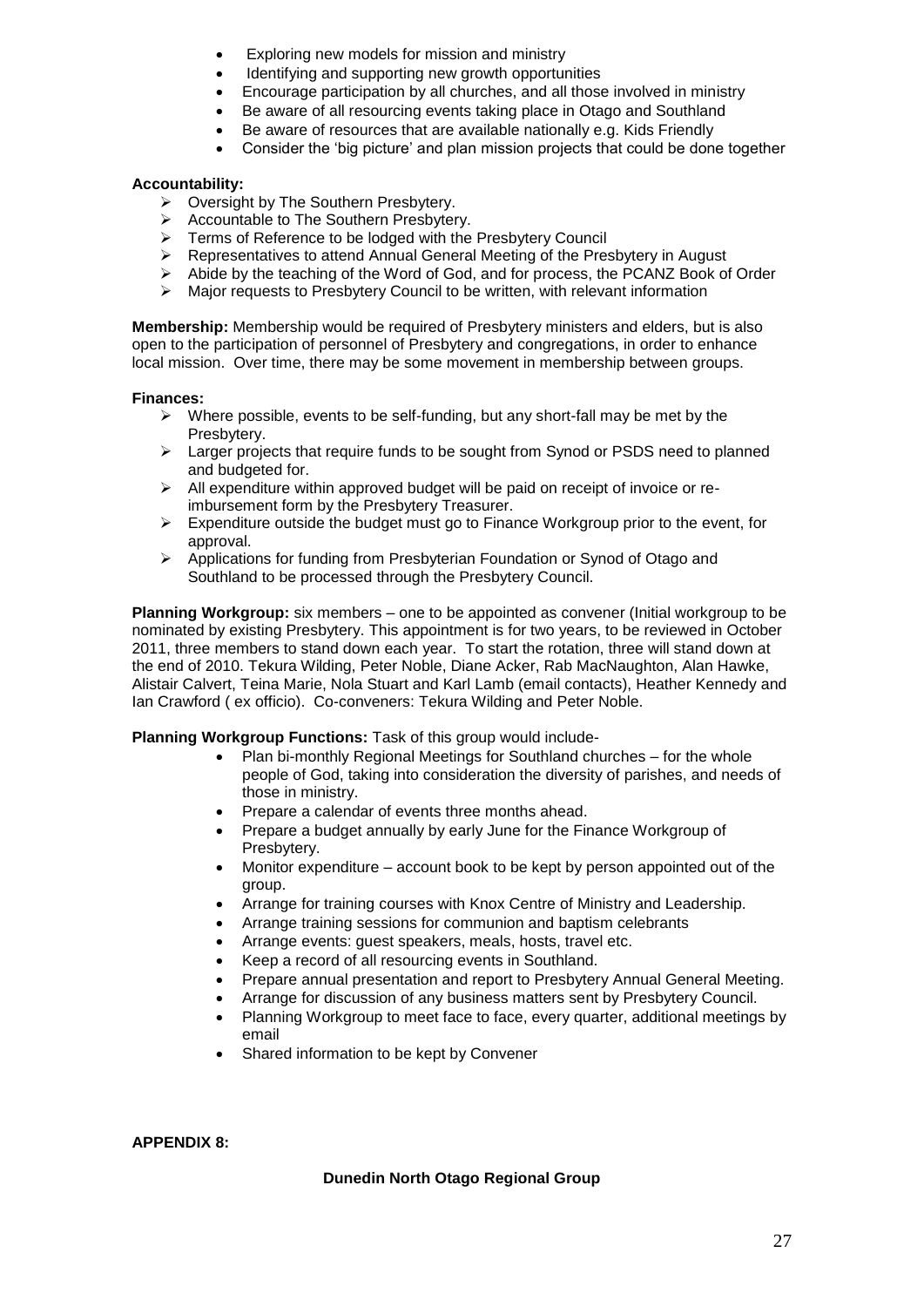- Exploring new models for mission and ministry
- Identifying and supporting new growth opportunities
- Encourage participation by all churches, and all those involved in ministry
- Be aware of all resourcing events taking place in Otago and Southland
- Be aware of resources that are available nationally e.g. Kids Friendly
- Consider the 'big picture' and plan mission projects that could be done together

**Accountability:**

- Oversight by The Southern Presbytery.
- Accountable to The Southern Presbytery.
- Terms of Reference to be lodged with the Presbytery Council
- Representatives to attend Annual General Meeting of the Presbytery in August
- Abide by the teaching of the Word of God, and for process, the PCANZ Book of Order
- Major requests to Presbytery Council to be written, with relevant information

**Membership:** Membership would be required of Presbytery ministers and elders, but is also open to the participation of personnel of Presbytery and congregations, in order to enhance local mission. Over time, there may be some movement in membership between groups.

**Finances:**

- Where possible, events to be self-funding, but any short-fall may be met by the Presbytery.
- Larger projects that require funds to be sought from Synod or PSDS need to planned and budgeted for.
- All expenditure within approved budget will be paid on receipt of invoice or re-imbursement form by the Presbytery Treasurer.
- Expenditure outside the budget must go to Finance Workgroup prior to the event, for approval.
- Applications for funding from Presbyterian Foundation or Synod of Otago and Southland to be processed through the Presbytery Council.

**Planning Workgroup:** six members – one to be appointed as convener (Initial workgroup to be nominated by existing Presbytery. This appointment is for two years, to be reviewed in October 2011, three members to stand down each year. To start the rotation, three will stand down at the end of 2010. Tekura Wilding, Peter Noble, Diane Acker, Rab MacNaughton, Alan Hawke, Alistair Calvert, Teina Marie, Nola Stuart and Karl Lamb (email contacts), Heather Kennedy and Ian Crawford ( ex officio). Co-conveners: Tekura Wilding and Peter Noble.

**Planning Workgroup Functions:** Task of this group would include-

- Plan bi-monthly Regional Meetings for Southland churches – for the whole people of God, taking into consideration the diversity of parishes, and needs of those in ministry.
- Prepare a calendar of events three months ahead.
- Prepare a budget annually by early June for the Finance Workgroup of Presbytery.
- Monitor expenditure – account book to be kept by person appointed out of the group.
- Arrange for training courses with Knox Centre of Ministry and Leadership.
- Arrange training sessions for communion and baptism celebrants
- Arrange events: guest speakers, meals, hosts, travel etc.
- Keep a record of all resourcing events in Southland.
- Prepare annual presentation and report to Presbytery Annual General Meeting.
- Arrange for discussion of any business matters sent by Presbytery Council.
- Planning Workgroup to meet face to face, every quarter, additional meetings by email
- Shared information to be kept by Convener

**APPENDIX 8:**

**Dunedin North Otago Regional Group**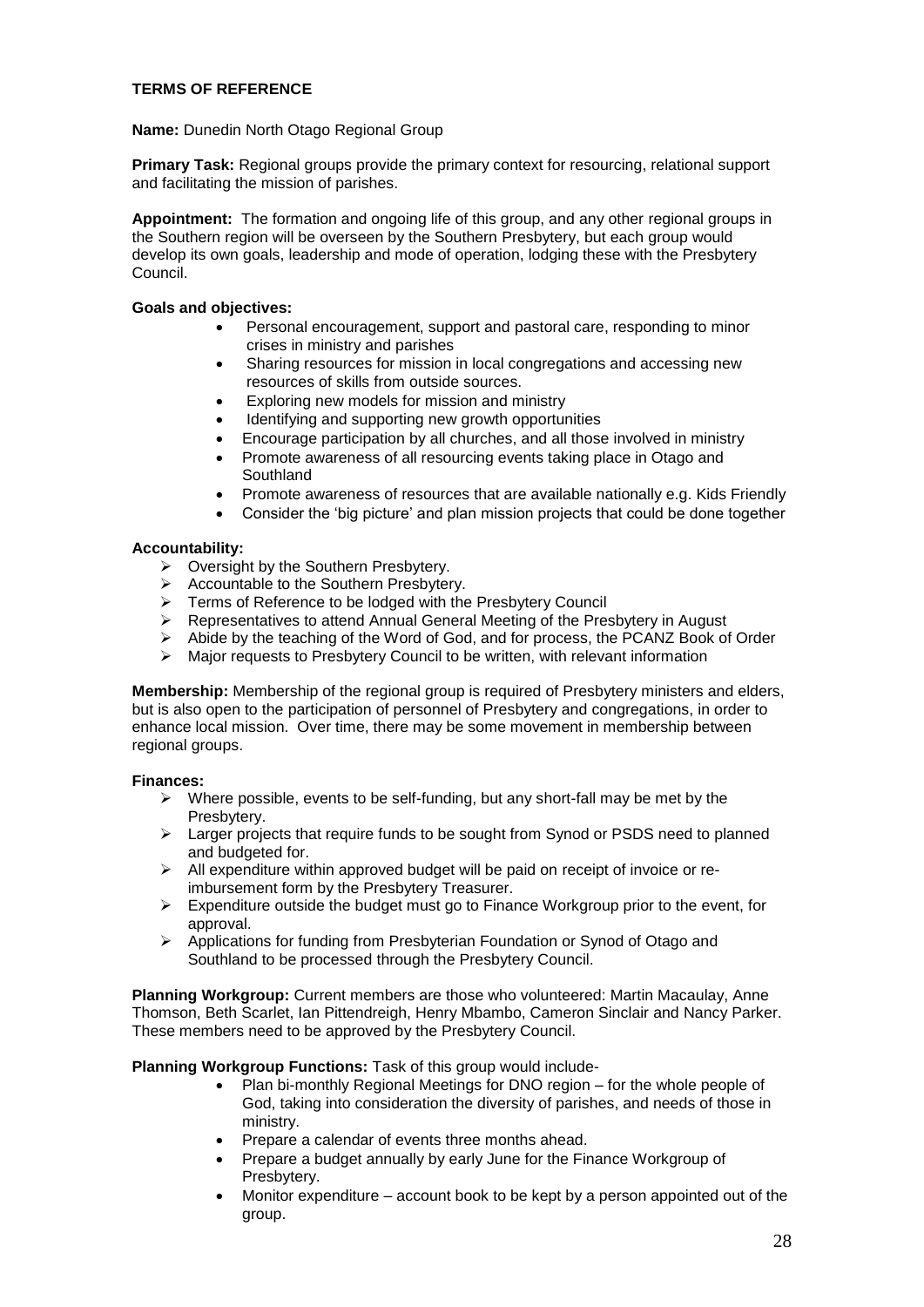## TERMS OF REFERENCE

**Name:** Dunedin North Otago Regional Group

**Primary Task:** Regional groups provide the primary context for resourcing, relational support and facilitating the mission of parishes.

**Appointment:** The formation and ongoing life of this group, and any other regional groups in the Southern region will be overseen by the Southern Presbytery, but each group would develop its own goals, leadership and mode of operation, lodging these with the Presbytery Council.

**Goals and objectives:**

- Personal encouragement, support and pastoral care, responding to minor crises in ministry and parishes
- Sharing resources for mission in local congregations and accessing new resources of skills from outside sources.
- Exploring new models for mission and ministry
- Identifying and supporting new growth opportunities
- Encourage participation by all churches, and all those involved in ministry
- Promote awareness of all resourcing events taking place in Otago and Southland
- Promote awareness of resources that are available nationally e.g. Kids Friendly
- Consider the 'big picture' and plan mission projects that could be done together

**Accountability:**

- Oversight by the Southern Presbytery.
- Accountable to the Southern Presbytery.
- Terms of Reference to be lodged with the Presbytery Council
- Representatives to attend Annual General Meeting of the Presbytery in August
- Abide by the teaching of the Word of God, and for process, the PCANZ Book of Order
- Major requests to Presbytery Council to be written, with relevant information

**Membership:** Membership of the regional group is required of Presbytery ministers and elders, but is also open to the participation of personnel of Presbytery and congregations, in order to enhance local mission. Over time, there may be some movement in membership between regional groups.

**Finances:**

- Where possible, events to be self-funding, but any short-fall may be met by the Presbytery.
- Larger projects that require funds to be sought from Synod or PSDS need to planned and budgeted for.
- All expenditure within approved budget will be paid on receipt of invoice or re-imbursement form by the Presbytery Treasurer.
- Expenditure outside the budget must go to Finance Workgroup prior to the event, for approval.
- Applications for funding from Presbyterian Foundation or Synod of Otago and Southland to be processed through the Presbytery Council.

**Planning Workgroup:** Current members are those who volunteered: Martin Macaulay, Anne Thomson, Beth Scarlet, Ian Pittendreigh, Henry Mbambo, Cameron Sinclair and Nancy Parker. These members need to be approved by the Presbytery Council.

**Planning Workgroup Functions:** Task of this group would include-

- Plan bi-monthly Regional Meetings for DNO region – for the whole people of God, taking into consideration the diversity of parishes, and needs of those in ministry.
- Prepare a calendar of events three months ahead.
- Prepare a budget annually by early June for the Finance Workgroup of Presbytery.
- Monitor expenditure – account book to be kept by a person appointed out of the group.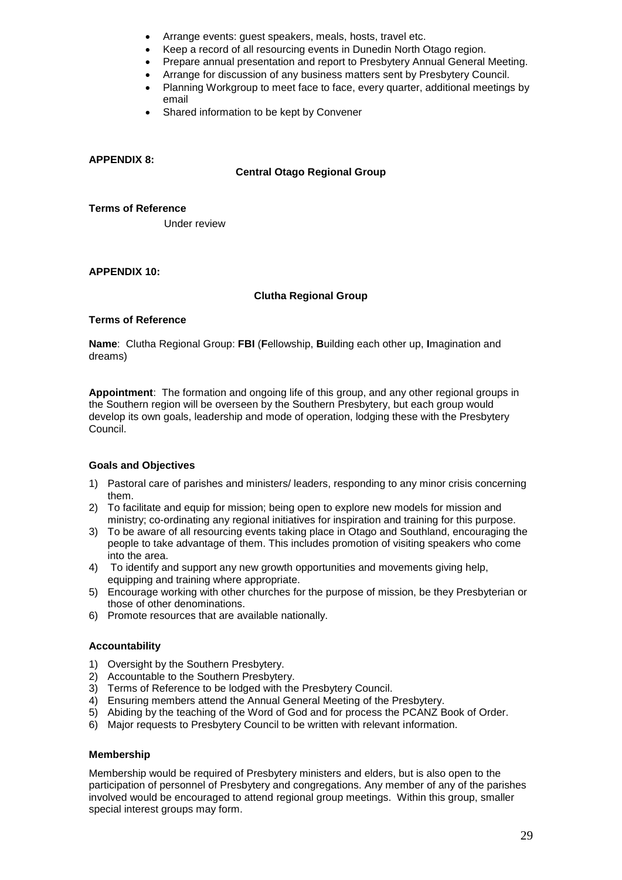- Arrange events: guest speakers, meals, hosts, travel etc.
- Keep a record of all resourcing events in Dunedin North Otago region.
- Prepare annual presentation and report to Presbytery Annual General Meeting.
- Arrange for discussion of any business matters sent by Presbytery Council.
- Planning Workgroup to meet face to face, every quarter, additional meetings by email
- Shared information to be kept by Convener

**APPENDIX 8:**

**Central Otago Regional Group**

**Terms of Reference**

Under review

**APPENDIX 10:**

**Clutha Regional Group**

**Terms of Reference**

**Name**: Clutha Regional Group: **FBI** (**F**ellowship, **B**uilding each other up, **I**magination and dreams)

**Appointment**: The formation and ongoing life of this group, and any other regional groups in the Southern region will be overseen by the Southern Presbytery, but each group would develop its own goals, leadership and mode of operation, lodging these with the Presbytery Council.

**Goals and Objectives**

1) Pastoral care of parishes and ministers/ leaders, responding to any minor crisis concerning them.
2) To facilitate and equip for mission; being open to explore new models for mission and ministry; co-ordinating any regional initiatives for inspiration and training for this purpose.
3) To be aware of all resourcing events taking place in Otago and Southland, encouraging the people to take advantage of them. This includes promotion of visiting speakers who come into the area.
4) To identify and support any new growth opportunities and movements giving help, equipping and training where appropriate.
5) Encourage working with other churches for the purpose of mission, be they Presbyterian or those of other denominations.
6) Promote resources that are available nationally.

**Accountability**

1) Oversight by the Southern Presbytery.
2) Accountable to the Southern Presbytery.
3) Terms of Reference to be lodged with the Presbytery Council.
4) Ensuring members attend the Annual General Meeting of the Presbytery.
5) Abiding by the teaching of the Word of God and for process the PCANZ Book of Order.
6) Major requests to Presbytery Council to be written with relevant information.

**Membership**

Membership would be required of Presbytery ministers and elders, but is also open to the participation of personnel of Presbytery and congregations. Any member of any of the parishes involved would be encouraged to attend regional group meetings. Within this group, smaller special interest groups may form.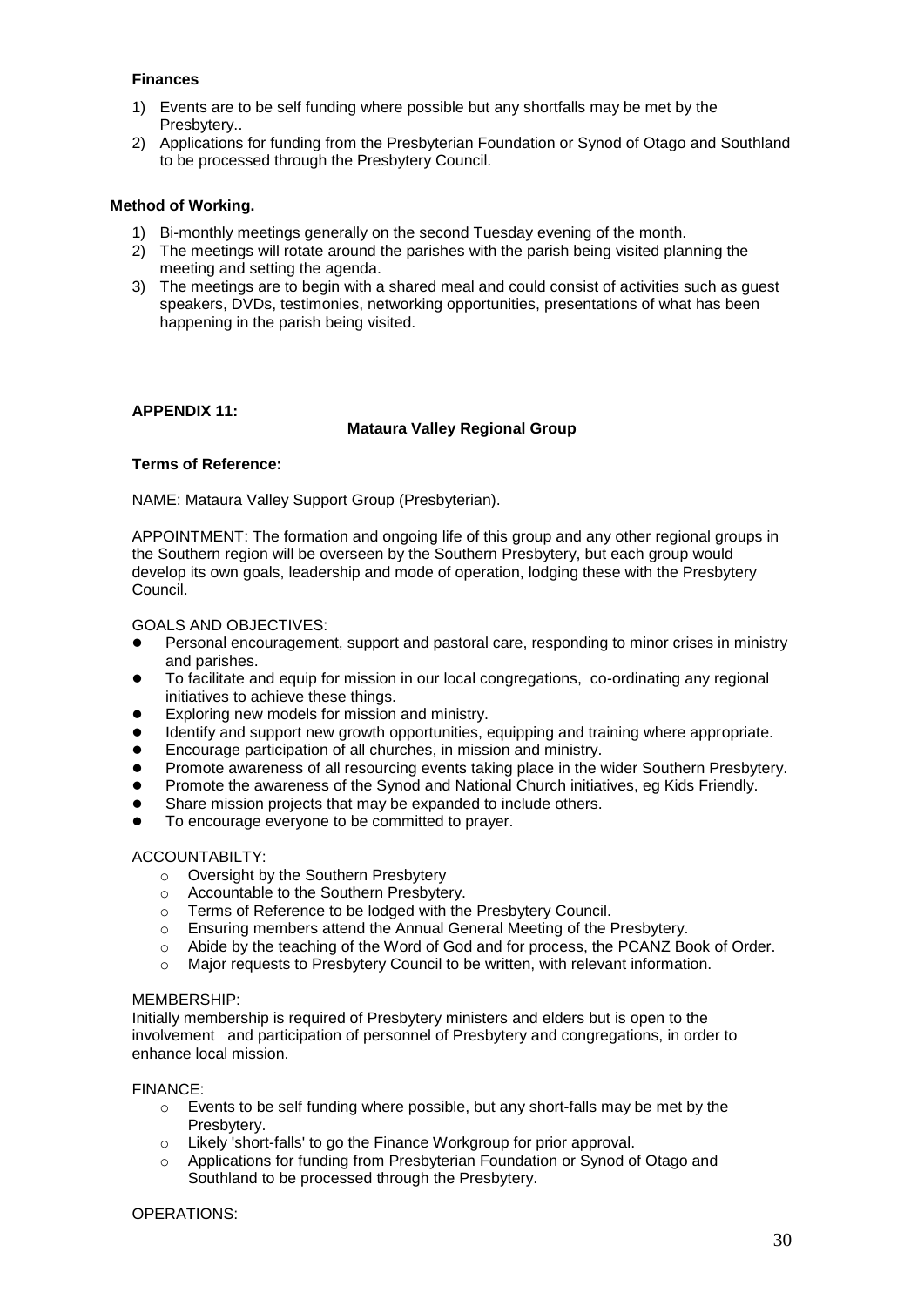**Finances**

1) Events are to be self funding where possible but any shortfalls may be met by the Presbytery..
2) Applications for funding from the Presbyterian Foundation or Synod of Otago and Southland to be processed through the Presbytery Council.

**Method of Working.**

1) Bi-monthly meetings generally on the second Tuesday evening of the month.
2) The meetings will rotate around the parishes with the parish being visited planning the meeting and setting the agenda.
3) The meetings are to begin with a shared meal and could consist of activities such as guest speakers, DVDs, testimonies, networking opportunities, presentations of what has been happening in the parish being visited.

**APPENDIX 11:**

**Mataura Valley Regional Group**

**Terms of Reference:**

NAME: Mataura Valley Support Group (Presbyterian).

APPOINTMENT: The formation and ongoing life of this group and any other regional groups in the Southern region will be overseen by the Southern Presbytery, but each group would develop its own goals, leadership and mode of operation, lodging these with the Presbytery Council.

GOALS AND OBJECTIVES:

- Personal encouragement, support and pastoral care, responding to minor crises in ministry and parishes.
- To facilitate and equip for mission in our local congregations, co-ordinating any regional initiatives to achieve these things.
- Exploring new models for mission and ministry.
- Identify and support new growth opportunities, equipping and training where appropriate.
- Encourage participation of all churches, in mission and ministry.
- Promote awareness of all resourcing events taking place in the wider Southern Presbytery.
- Promote the awareness of the Synod and National Church initiatives, eg Kids Friendly.
- Share mission projects that may be expanded to include others.
- To encourage everyone to be committed to prayer.

ACCOUNTABILTY:

- Oversight by the Southern Presbytery
- Accountable to the Southern Presbytery.
- Terms of Reference to be lodged with the Presbytery Council.
- Ensuring members attend the Annual General Meeting of the Presbytery.
- Abide by the teaching of the Word of God and for process, the PCANZ Book of Order.
- Major requests to Presbytery Council to be written, with relevant information.

MEMBERSHIP:

Initially membership is required of Presbytery ministers and elders but is open to the involvement and participation of personnel of Presbytery and congregations, in order to enhance local mission.

FINANCE:

- Events to be self funding where possible, but any short-falls may be met by the Presbytery.
- Likely 'short-falls' to go the Finance Workgroup for prior approval.
- Applications for funding from Presbyterian Foundation or Synod of Otago and Southland to be processed through the Presbytery.

OPERATIONS: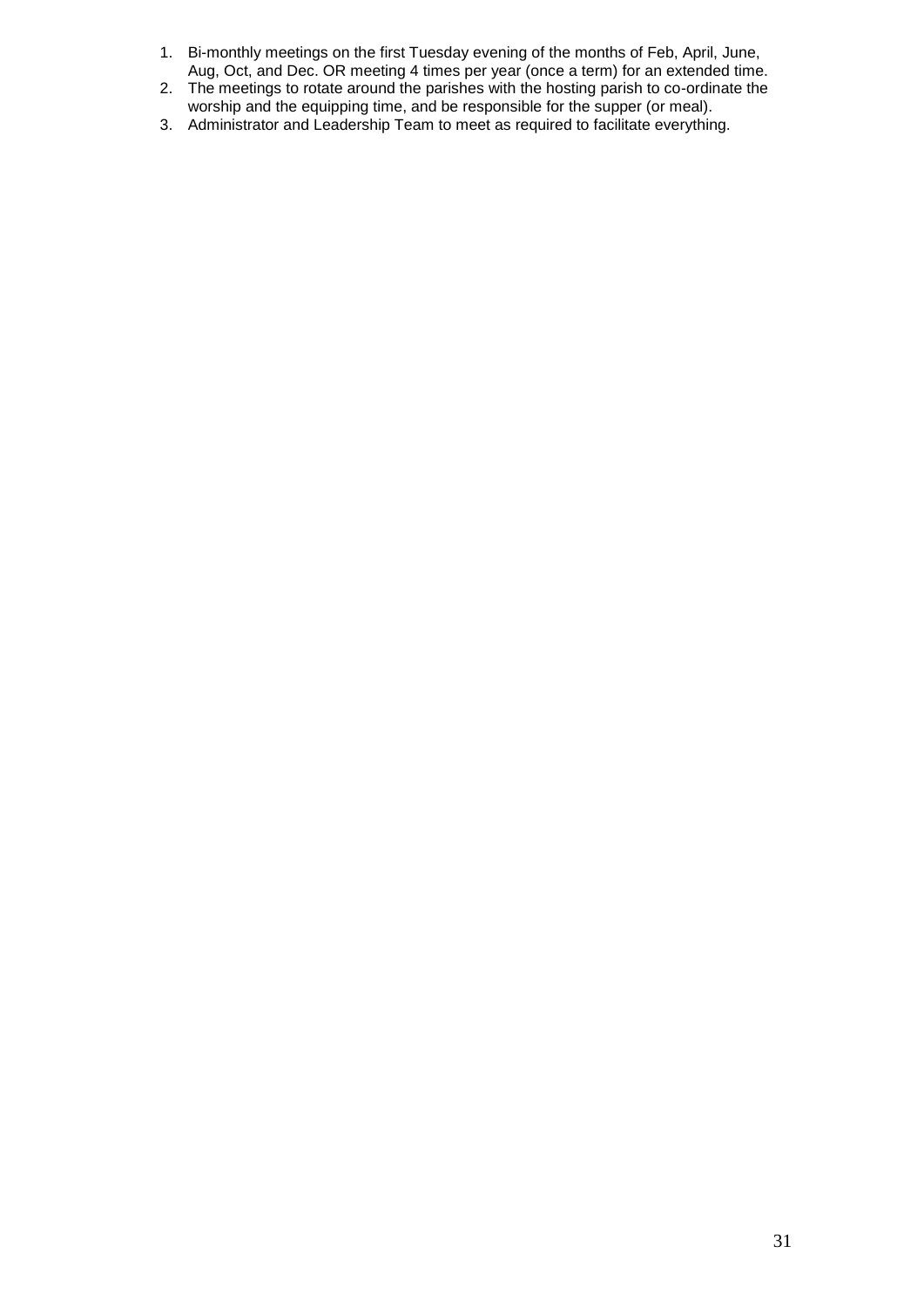1. Bi-monthly meetings on the first Tuesday evening of the months of Feb, April, June, Aug, Oct, and Dec. OR meeting 4 times per year (once a term) for an extended time.
2. The meetings to rotate around the parishes with the hosting parish to co-ordinate the worship and the equipping time, and be responsible for the supper (or meal).
3. Administrator and Leadership Team to meet as required to facilitate everything.